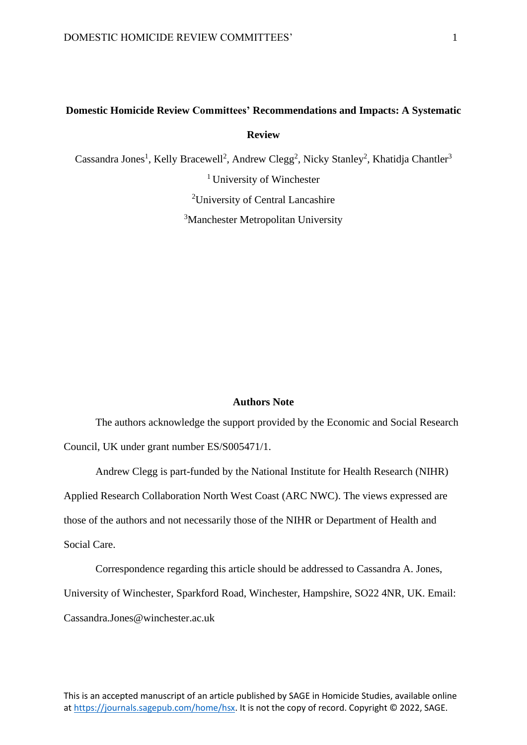# Domestic Homicide Review Committees' Recommendations and Impacts: A Systematic Review

Cassandra Jones[1], Kelly Bracewell[2], Andrew Clegg[2], Nicky Stanley[2], Khatidja Chantler[3]

[1] University of Winchester

[2] University of Central Lancashire

[3] Manchester Metropolitan University

## Authors Note

The authors acknowledge the support provided by the Economic and Social Research Council, UK under grant number ES/S005471/1.

Andrew Clegg is part-funded by the National Institute for Health Research (NIHR) Applied Research Collaboration North West Coast (ARC NWC). The views expressed are those of the authors and not necessarily those of the NIHR or Department of Health and Social Care.

Correspondence regarding this article should be addressed to Cassandra A. Jones, University of Winchester, Sparkford Road, Winchester, Hampshire, SO22 4NR, UK. Email: Cassandra.Jones@winchester.ac.uk

This is an accepted manuscript of an article published by SAGE in Homicide Studies, available online at https://journals.sagepub.com/home/hsx. It is not the copy of record. Copyright © 2022, SAGE.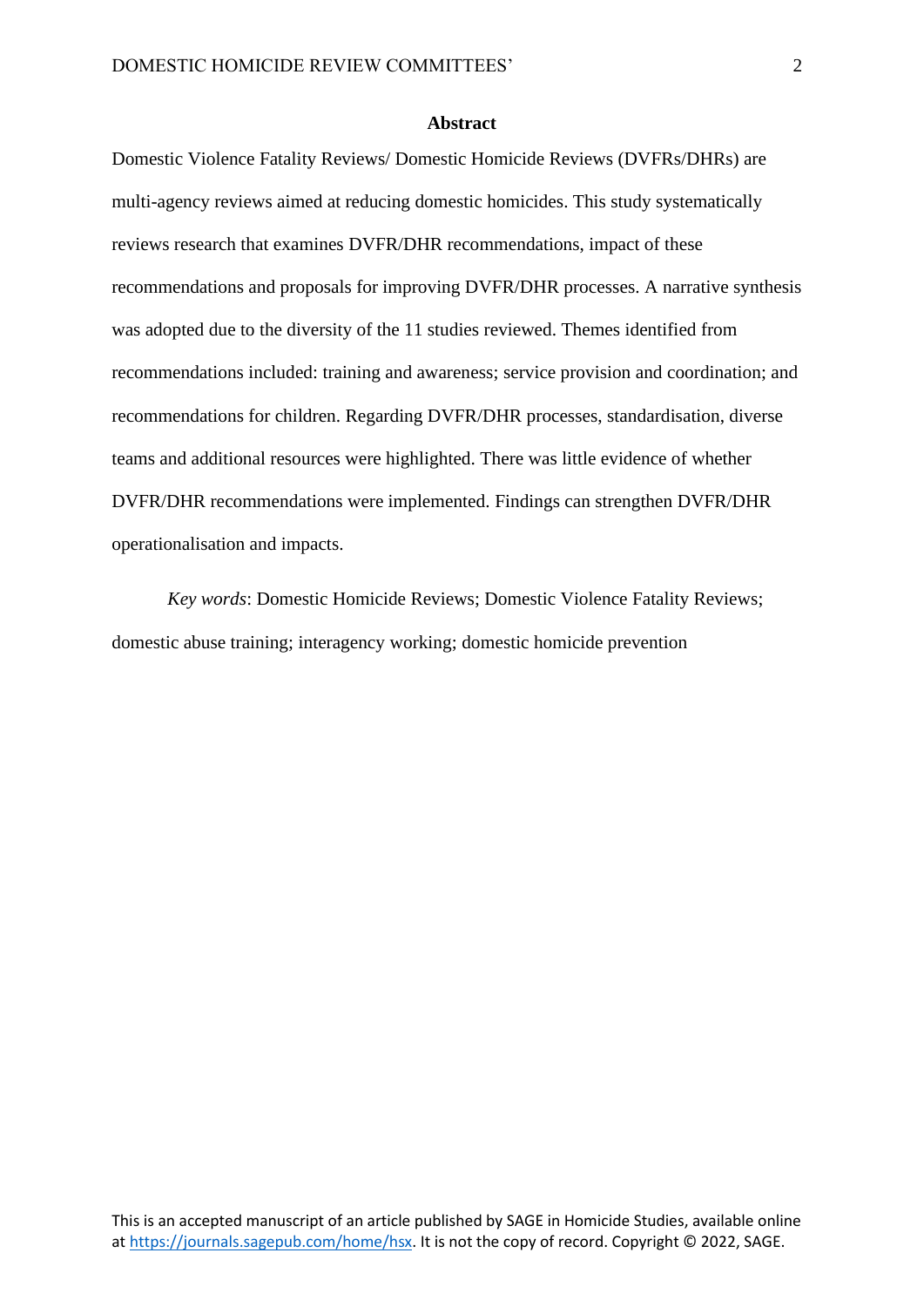## Abstract

Domestic Violence Fatality Reviews/ Domestic Homicide Reviews (DVFRs/DHRs) are multi-agency reviews aimed at reducing domestic homicides. This study systematically reviews research that examines DVFR/DHR recommendations, impact of these recommendations and proposals for improving DVFR/DHR processes. A narrative synthesis was adopted due to the diversity of the 11 studies reviewed. Themes identified from recommendations included: training and awareness; service provision and coordination; and recommendations for children. Regarding DVFR/DHR processes, standardisation, diverse teams and additional resources were highlighted. There was little evidence of whether DVFR/DHR recommendations were implemented. Findings can strengthen DVFR/DHR operationalisation and impacts.

*Key words*: Domestic Homicide Reviews; Domestic Violence Fatality Reviews; domestic abuse training; interagency working; domestic homicide prevention

This is an accepted manuscript of an article published by SAGE in Homicide Studies, available online at https://journals.sagepub.com/home/hsx. It is not the copy of record. Copyright © 2022, SAGE.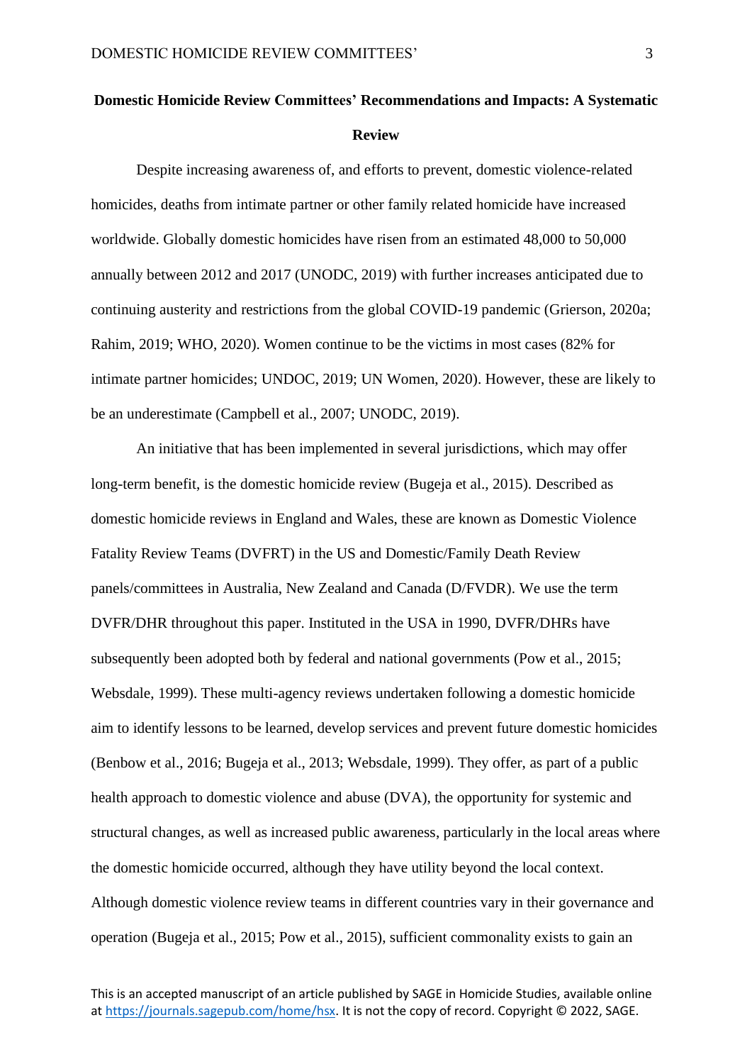# Domestic Homicide Review Committees' Recommendations and Impacts: A Systematic Review

Despite increasing awareness of, and efforts to prevent, domestic violence-related homicides, deaths from intimate partner or other family related homicide have increased worldwide. Globally domestic homicides have risen from an estimated 48,000 to 50,000 annually between 2012 and 2017 (UNODC, 2019) with further increases anticipated due to continuing austerity and restrictions from the global COVID-19 pandemic (Grierson, 2020a; Rahim, 2019; WHO, 2020). Women continue to be the victims in most cases (82% for intimate partner homicides; UNDOC, 2019; UN Women, 2020). However, these are likely to be an underestimate (Campbell et al., 2007; UNODC, 2019).

An initiative that has been implemented in several jurisdictions, which may offer long-term benefit, is the domestic homicide review (Bugeja et al., 2015). Described as domestic homicide reviews in England and Wales, these are known as Domestic Violence Fatality Review Teams (DVFRT) in the US and Domestic/Family Death Review panels/committees in Australia, New Zealand and Canada (D/FVDR). We use the term DVFR/DHR throughout this paper. Instituted in the USA in 1990, DVFR/DHRs have subsequently been adopted both by federal and national governments (Pow et al., 2015; Websdale, 1999). These multi-agency reviews undertaken following a domestic homicide aim to identify lessons to be learned, develop services and prevent future domestic homicides (Benbow et al., 2016; Bugeja et al., 2013; Websdale, 1999). They offer, as part of a public health approach to domestic violence and abuse (DVA), the opportunity for systemic and structural changes, as well as increased public awareness, particularly in the local areas where the domestic homicide occurred, although they have utility beyond the local context. Although domestic violence review teams in different countries vary in their governance and operation (Bugeja et al., 2015; Pow et al., 2015), sufficient commonality exists to gain an

This is an accepted manuscript of an article published by SAGE in Homicide Studies, available online at https://journals.sagepub.com/home/hsx. It is not the copy of record. Copyright © 2022, SAGE.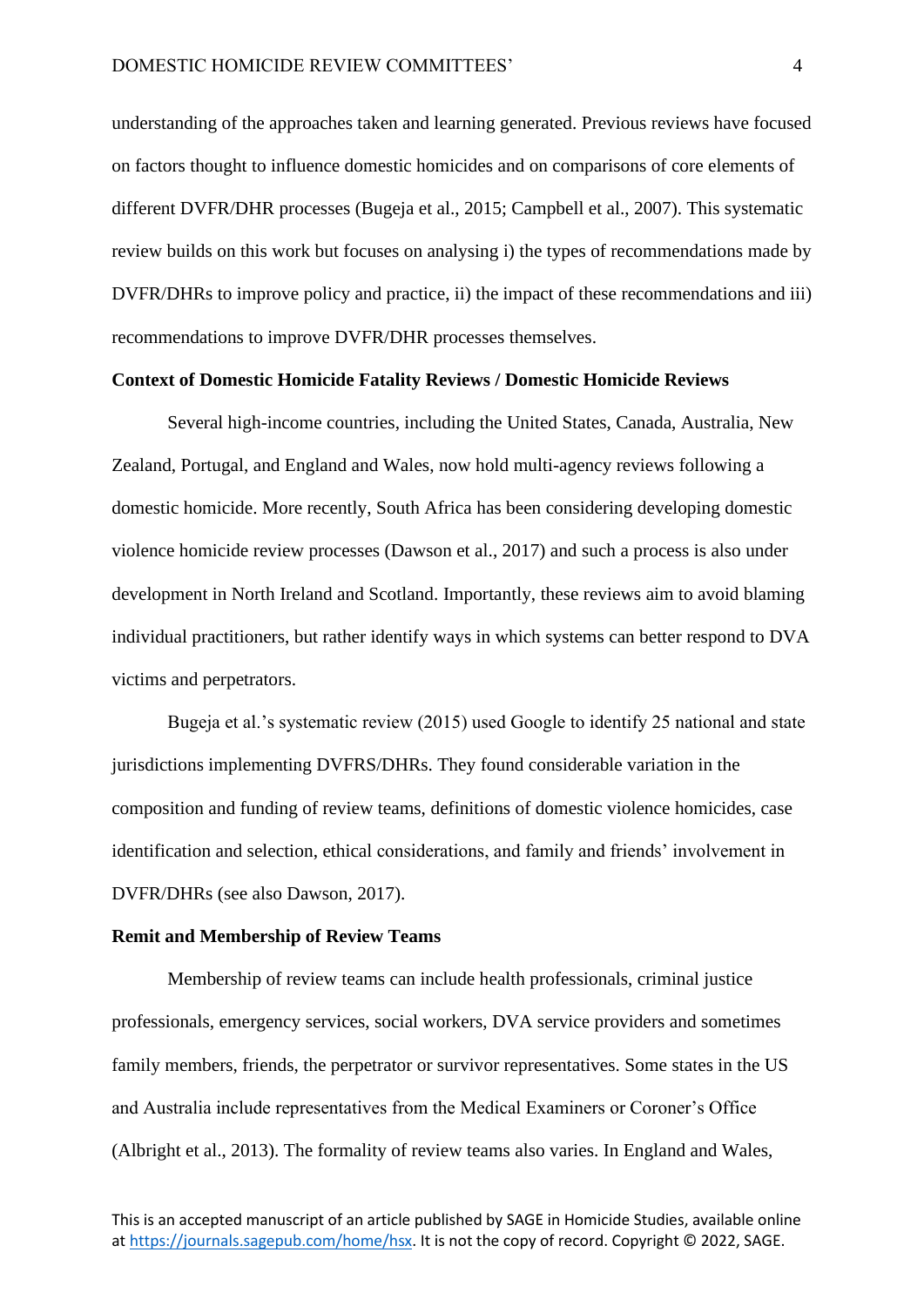understanding of the approaches taken and learning generated. Previous reviews have focused on factors thought to influence domestic homicides and on comparisons of core elements of different DVFR/DHR processes (Bugeja et al., 2015; Campbell et al., 2007). This systematic review builds on this work but focuses on analysing i) the types of recommendations made by DVFR/DHRs to improve policy and practice, ii) the impact of these recommendations and iii) recommendations to improve DVFR/DHR processes themselves.

## Context of Domestic Homicide Fatality Reviews / Domestic Homicide Reviews

Several high-income countries, including the United States, Canada, Australia, New Zealand, Portugal, and England and Wales, now hold multi-agency reviews following a domestic homicide. More recently, South Africa has been considering developing domestic violence homicide review processes (Dawson et al., 2017) and such a process is also under development in North Ireland and Scotland. Importantly, these reviews aim to avoid blaming individual practitioners, but rather identify ways in which systems can better respond to DVA victims and perpetrators.

Bugeja et al.'s systematic review (2015) used Google to identify 25 national and state jurisdictions implementing DVFRS/DHRs. They found considerable variation in the composition and funding of review teams, definitions of domestic violence homicides, case identification and selection, ethical considerations, and family and friends' involvement in DVFR/DHRs (see also Dawson, 2017).

## Remit and Membership of Review Teams

Membership of review teams can include health professionals, criminal justice professionals, emergency services, social workers, DVA service providers and sometimes family members, friends, the perpetrator or survivor representatives. Some states in the US and Australia include representatives from the Medical Examiners or Coroner's Office (Albright et al., 2013). The formality of review teams also varies. In England and Wales,

This is an accepted manuscript of an article published by SAGE in Homicide Studies, available online at https://journals.sagepub.com/home/hsx. It is not the copy of record. Copyright © 2022, SAGE.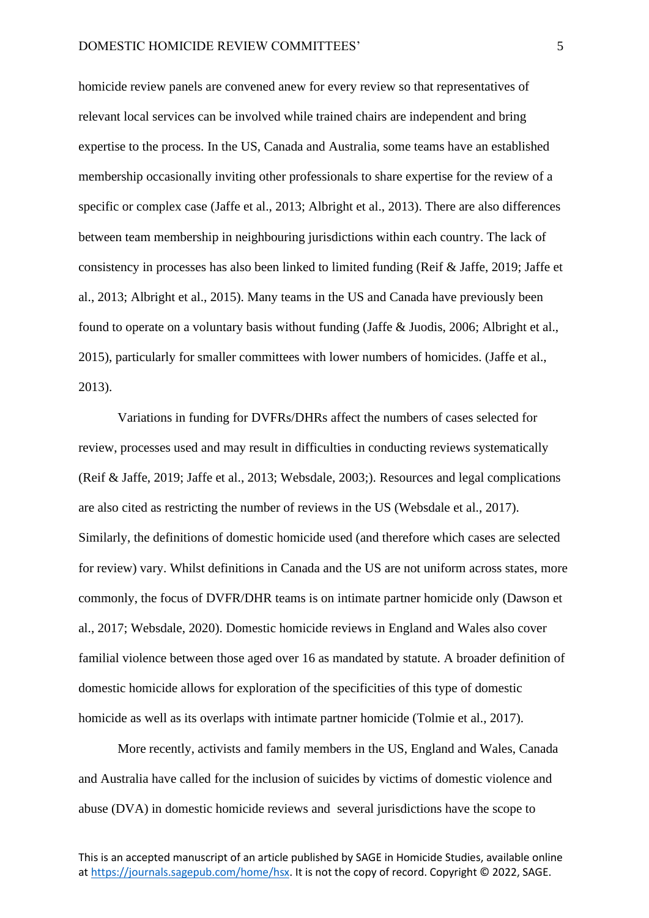homicide review panels are convened anew for every review so that representatives of relevant local services can be involved while trained chairs are independent and bring expertise to the process. In the US, Canada and Australia, some teams have an established membership occasionally inviting other professionals to share expertise for the review of a specific or complex case (Jaffe et al., 2013; Albright et al., 2013). There are also differences between team membership in neighbouring jurisdictions within each country. The lack of consistency in processes has also been linked to limited funding (Reif & Jaffe, 2019; Jaffe et al., 2013; Albright et al., 2015). Many teams in the US and Canada have previously been found to operate on a voluntary basis without funding (Jaffe & Juodis, 2006; Albright et al., 2015), particularly for smaller committees with lower numbers of homicides. (Jaffe et al., 2013).

Variations in funding for DVFRs/DHRs affect the numbers of cases selected for review, processes used and may result in difficulties in conducting reviews systematically (Reif & Jaffe, 2019; Jaffe et al., 2013; Websdale, 2003;). Resources and legal complications are also cited as restricting the number of reviews in the US (Websdale et al., 2017). Similarly, the definitions of domestic homicide used (and therefore which cases are selected for review) vary. Whilst definitions in Canada and the US are not uniform across states, more commonly, the focus of DVFR/DHR teams is on intimate partner homicide only (Dawson et al., 2017; Websdale, 2020). Domestic homicide reviews in England and Wales also cover familial violence between those aged over 16 as mandated by statute. A broader definition of domestic homicide allows for exploration of the specificities of this type of domestic homicide as well as its overlaps with intimate partner homicide (Tolmie et al., 2017).

More recently, activists and family members in the US, England and Wales, Canada and Australia have called for the inclusion of suicides by victims of domestic violence and abuse (DVA) in domestic homicide reviews and several jurisdictions have the scope to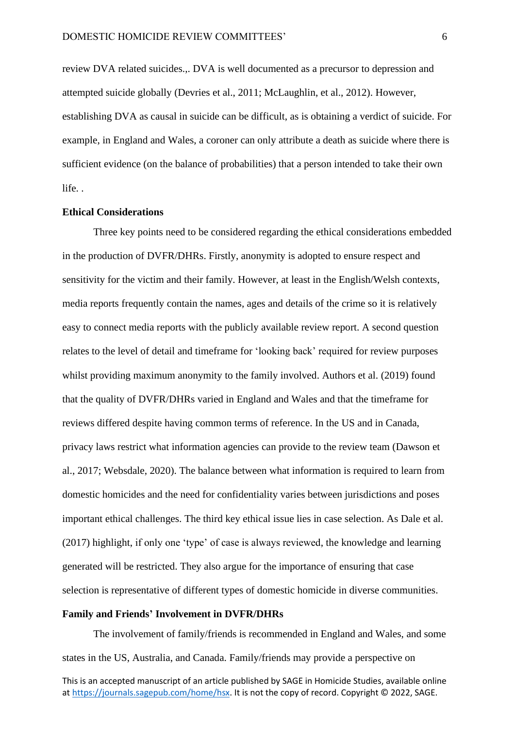review DVA related suicides.,. DVA is well documented as a precursor to depression and attempted suicide globally (Devries et al., 2011; McLaughlin, et al., 2012). However, establishing DVA as causal in suicide can be difficult, as is obtaining a verdict of suicide. For example, in England and Wales, a coroner can only attribute a death as suicide where there is sufficient evidence (on the balance of probabilities) that a person intended to take their own life. .

**Ethical Considerations**

Three key points need to be considered regarding the ethical considerations embedded in the production of DVFR/DHRs. Firstly, anonymity is adopted to ensure respect and sensitivity for the victim and their family. However, at least in the English/Welsh contexts, media reports frequently contain the names, ages and details of the crime so it is relatively easy to connect media reports with the publicly available review report. A second question relates to the level of detail and timeframe for 'looking back' required for review purposes whilst providing maximum anonymity to the family involved. Authors et al. (2019) found that the quality of DVFR/DHRs varied in England and Wales and that the timeframe for reviews differed despite having common terms of reference. In the US and in Canada, privacy laws restrict what information agencies can provide to the review team (Dawson et al., 2017; Websdale, 2020). The balance between what information is required to learn from domestic homicides and the need for confidentiality varies between jurisdictions and poses important ethical challenges. The third key ethical issue lies in case selection. As Dale et al. (2017) highlight, if only one 'type' of case is always reviewed, the knowledge and learning generated will be restricted. They also argue for the importance of ensuring that case selection is representative of different types of domestic homicide in diverse communities.

**Family and Friends' Involvement in DVFR/DHRs**

The involvement of family/friends is recommended in England and Wales, and some states in the US, Australia, and Canada. Family/friends may provide a perspective on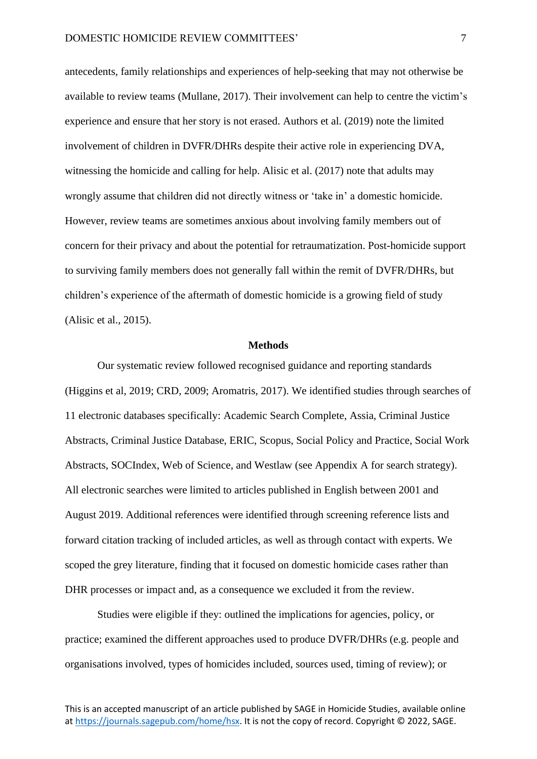antecedents, family relationships and experiences of help-seeking that may not otherwise be available to review teams (Mullane, 2017). Their involvement can help to centre the victim's experience and ensure that her story is not erased. Authors et al. (2019) note the limited involvement of children in DVFR/DHRs despite their active role in experiencing DVA, witnessing the homicide and calling for help. Alisic et al. (2017) note that adults may wrongly assume that children did not directly witness or 'take in' a domestic homicide. However, review teams are sometimes anxious about involving family members out of concern for their privacy and about the potential for retraumatization. Post-homicide support to surviving family members does not generally fall within the remit of DVFR/DHRs, but children's experience of the aftermath of domestic homicide is a growing field of study (Alisic et al., 2015).

## Methods

Our systematic review followed recognised guidance and reporting standards (Higgins et al, 2019; CRD, 2009; Aromatris, 2017). We identified studies through searches of 11 electronic databases specifically: Academic Search Complete, Assia, Criminal Justice Abstracts, Criminal Justice Database, ERIC, Scopus, Social Policy and Practice, Social Work Abstracts, SOCIndex, Web of Science, and Westlaw (see Appendix A for search strategy). All electronic searches were limited to articles published in English between 2001 and August 2019. Additional references were identified through screening reference lists and forward citation tracking of included articles, as well as through contact with experts. We scoped the grey literature, finding that it focused on domestic homicide cases rather than DHR processes or impact and, as a consequence we excluded it from the review.

Studies were eligible if they: outlined the implications for agencies, policy, or practice; examined the different approaches used to produce DVFR/DHRs (e.g. people and organisations involved, types of homicides included, sources used, timing of review); or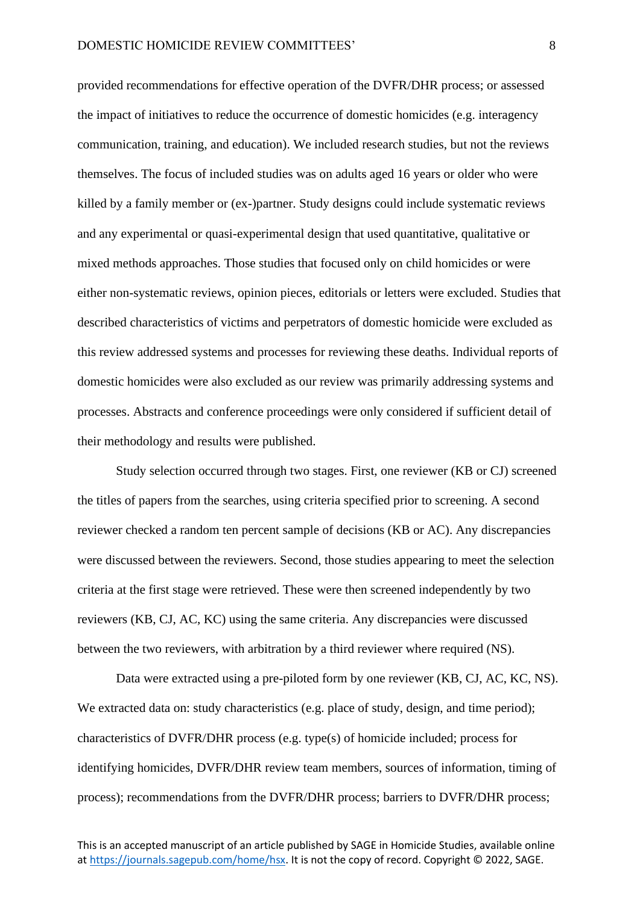provided recommendations for effective operation of the DVFR/DHR process; or assessed the impact of initiatives to reduce the occurrence of domestic homicides (e.g. interagency communication, training, and education). We included research studies, but not the reviews themselves. The focus of included studies was on adults aged 16 years or older who were killed by a family member or (ex-)partner. Study designs could include systematic reviews and any experimental or quasi-experimental design that used quantitative, qualitative or mixed methods approaches. Those studies that focused only on child homicides or were either non-systematic reviews, opinion pieces, editorials or letters were excluded. Studies that described characteristics of victims and perpetrators of domestic homicide were excluded as this review addressed systems and processes for reviewing these deaths. Individual reports of domestic homicides were also excluded as our review was primarily addressing systems and processes. Abstracts and conference proceedings were only considered if sufficient detail of their methodology and results were published.

Study selection occurred through two stages. First, one reviewer (KB or CJ) screened the titles of papers from the searches, using criteria specified prior to screening. A second reviewer checked a random ten percent sample of decisions (KB or AC). Any discrepancies were discussed between the reviewers. Second, those studies appearing to meet the selection criteria at the first stage were retrieved. These were then screened independently by two reviewers (KB, CJ, AC, KC) using the same criteria. Any discrepancies were discussed between the two reviewers, with arbitration by a third reviewer where required (NS).

Data were extracted using a pre-piloted form by one reviewer (KB, CJ, AC, KC, NS). We extracted data on: study characteristics (e.g. place of study, design, and time period); characteristics of DVFR/DHR process (e.g. type(s) of homicide included; process for identifying homicides, DVFR/DHR review team members, sources of information, timing of process); recommendations from the DVFR/DHR process; barriers to DVFR/DHR process;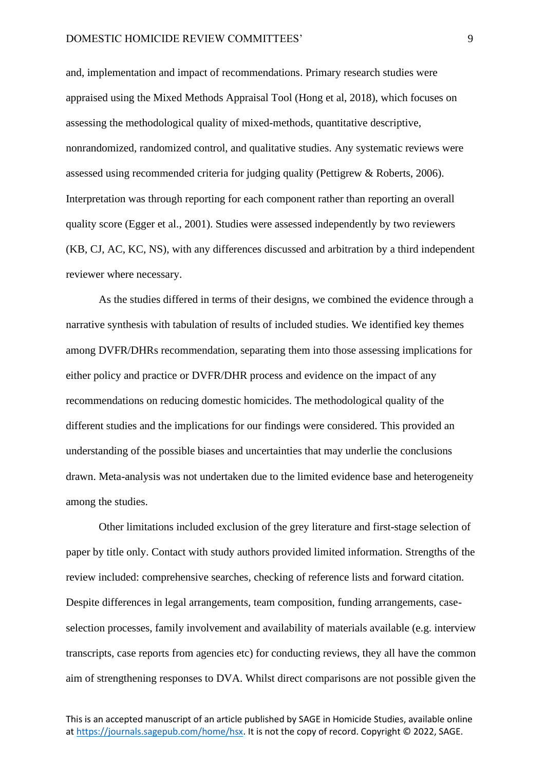and, implementation and impact of recommendations. Primary research studies were appraised using the Mixed Methods Appraisal Tool (Hong et al, 2018), which focuses on assessing the methodological quality of mixed-methods, quantitative descriptive, nonrandomized, randomized control, and qualitative studies. Any systematic reviews were assessed using recommended criteria for judging quality (Pettigrew & Roberts, 2006). Interpretation was through reporting for each component rather than reporting an overall quality score (Egger et al., 2001). Studies were assessed independently by two reviewers (KB, CJ, AC, KC, NS), with any differences discussed and arbitration by a third independent reviewer where necessary.

As the studies differed in terms of their designs, we combined the evidence through a narrative synthesis with tabulation of results of included studies. We identified key themes among DVFR/DHRs recommendation, separating them into those assessing implications for either policy and practice or DVFR/DHR process and evidence on the impact of any recommendations on reducing domestic homicides. The methodological quality of the different studies and the implications for our findings were considered. This provided an understanding of the possible biases and uncertainties that may underlie the conclusions drawn. Meta-analysis was not undertaken due to the limited evidence base and heterogeneity among the studies.

Other limitations included exclusion of the grey literature and first-stage selection of paper by title only. Contact with study authors provided limited information. Strengths of the review included: comprehensive searches, checking of reference lists and forward citation. Despite differences in legal arrangements, team composition, funding arrangements, case-selection processes, family involvement and availability of materials available (e.g. interview transcripts, case reports from agencies etc) for conducting reviews, they all have the common aim of strengthening responses to DVA. Whilst direct comparisons are not possible given the

This is an accepted manuscript of an article published by SAGE in Homicide Studies, available online at https://journals.sagepub.com/home/hsx. It is not the copy of record. Copyright © 2022, SAGE.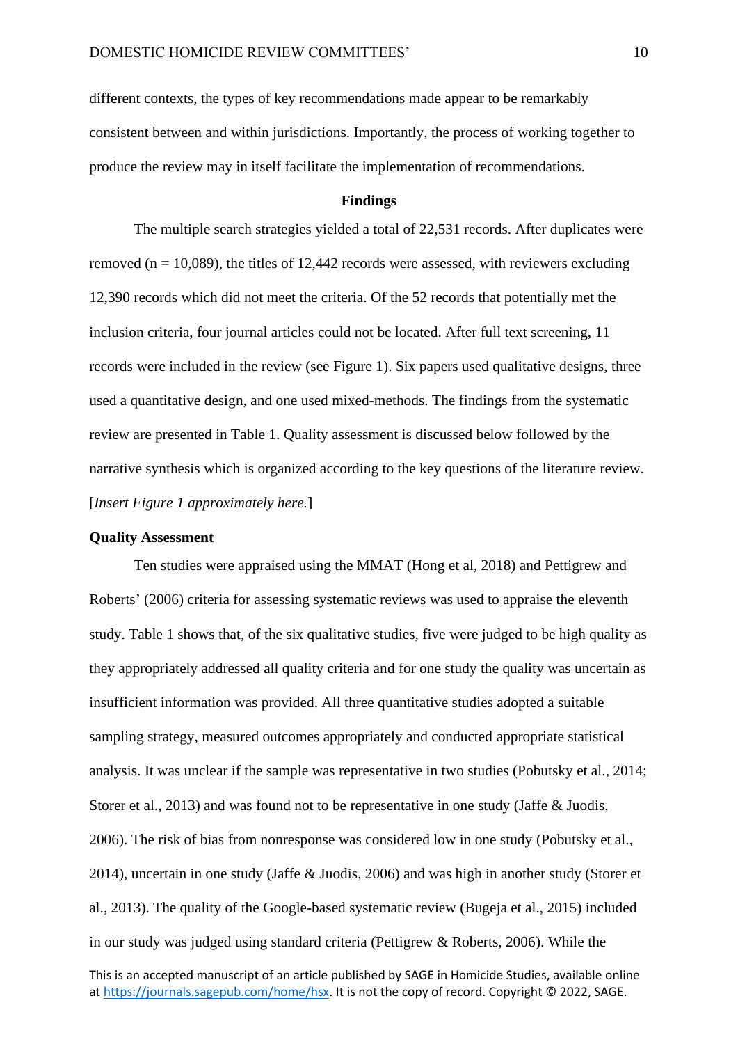different contexts, the types of key recommendations made appear to be remarkably consistent between and within jurisdictions. Importantly, the process of working together to produce the review may in itself facilitate the implementation of recommendations.

## Findings

The multiple search strategies yielded a total of 22,531 records. After duplicates were removed (n = 10,089), the titles of 12,442 records were assessed, with reviewers excluding 12,390 records which did not meet the criteria. Of the 52 records that potentially met the inclusion criteria, four journal articles could not be located. After full text screening, 11 records were included in the review (see Figure 1). Six papers used qualitative designs, three used a quantitative design, and one used mixed-methods. The findings from the systematic review are presented in Table 1. Quality assessment is discussed below followed by the narrative synthesis which is organized according to the key questions of the literature review.

[*Insert Figure 1 approximately here.*]

### Quality Assessment

Ten studies were appraised using the MMAT (Hong et al, 2018) and Pettigrew and Roberts' (2006) criteria for assessing systematic reviews was used to appraise the eleventh study. Table 1 shows that, of the six qualitative studies, five were judged to be high quality as they appropriately addressed all quality criteria and for one study the quality was uncertain as insufficient information was provided. All three quantitative studies adopted a suitable sampling strategy, measured outcomes appropriately and conducted appropriate statistical analysis. It was unclear if the sample was representative in two studies (Pobutsky et al., 2014; Storer et al., 2013) and was found not to be representative in one study (Jaffe & Juodis, 2006). The risk of bias from nonresponse was considered low in one study (Pobutsky et al., 2014), uncertain in one study (Jaffe & Juodis, 2006) and was high in another study (Storer et al., 2013). The quality of the Google-based systematic review (Bugeja et al., 2015) included in our study was judged using standard criteria (Pettigrew & Roberts, 2006). While the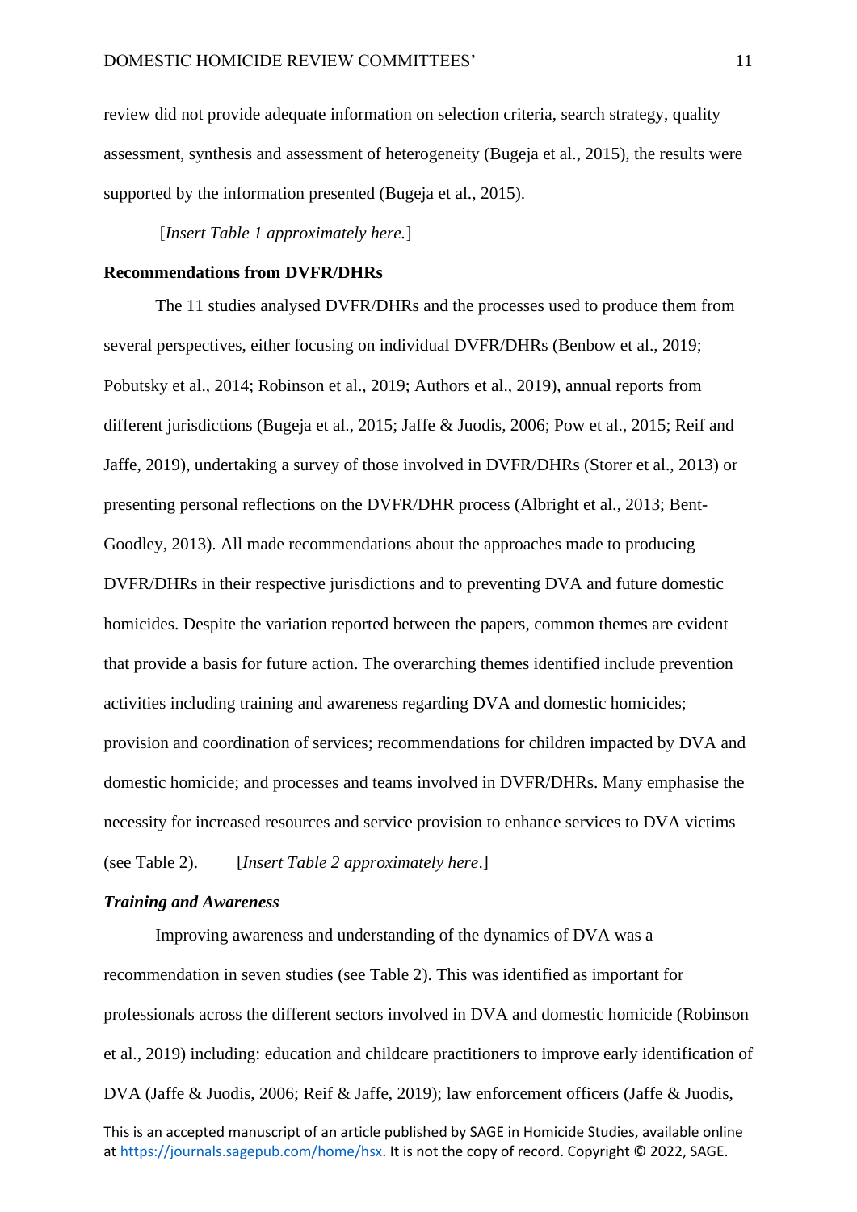review did not provide adequate information on selection criteria, search strategy, quality assessment, synthesis and assessment of heterogeneity (Bugeja et al., 2015), the results were supported by the information presented (Bugeja et al., 2015).

[*Insert Table 1 approximately here.*]

**Recommendations from DVFR/DHRs**

The 11 studies analysed DVFR/DHRs and the processes used to produce them from several perspectives, either focusing on individual DVFR/DHRs (Benbow et al., 2019; Pobutsky et al., 2014; Robinson et al., 2019; Authors et al., 2019), annual reports from different jurisdictions (Bugeja et al., 2015; Jaffe & Juodis, 2006; Pow et al., 2015; Reif and Jaffe, 2019), undertaking a survey of those involved in DVFR/DHRs (Storer et al., 2013) or presenting personal reflections on the DVFR/DHR process (Albright et al., 2013; Bent-Goodley, 2013). All made recommendations about the approaches made to producing DVFR/DHRs in their respective jurisdictions and to preventing DVA and future domestic homicides. Despite the variation reported between the papers, common themes are evident that provide a basis for future action. The overarching themes identified include prevention activities including training and awareness regarding DVA and domestic homicides; provision and coordination of services; recommendations for children impacted by DVA and domestic homicide; and processes and teams involved in DVFR/DHRs. Many emphasise the necessity for increased resources and service provision to enhance services to DVA victims (see Table 2). [*Insert Table 2 approximately here*.]

***Training and Awareness***

Improving awareness and understanding of the dynamics of DVA was a recommendation in seven studies (see Table 2). This was identified as important for professionals across the different sectors involved in DVA and domestic homicide (Robinson et al., 2019) including: education and childcare practitioners to improve early identification of DVA (Jaffe & Juodis, 2006; Reif & Jaffe, 2019); law enforcement officers (Jaffe & Juodis,

This is an accepted manuscript of an article published by SAGE in Homicide Studies, available online at https://journals.sagepub.com/home/hsx. It is not the copy of record. Copyright © 2022, SAGE.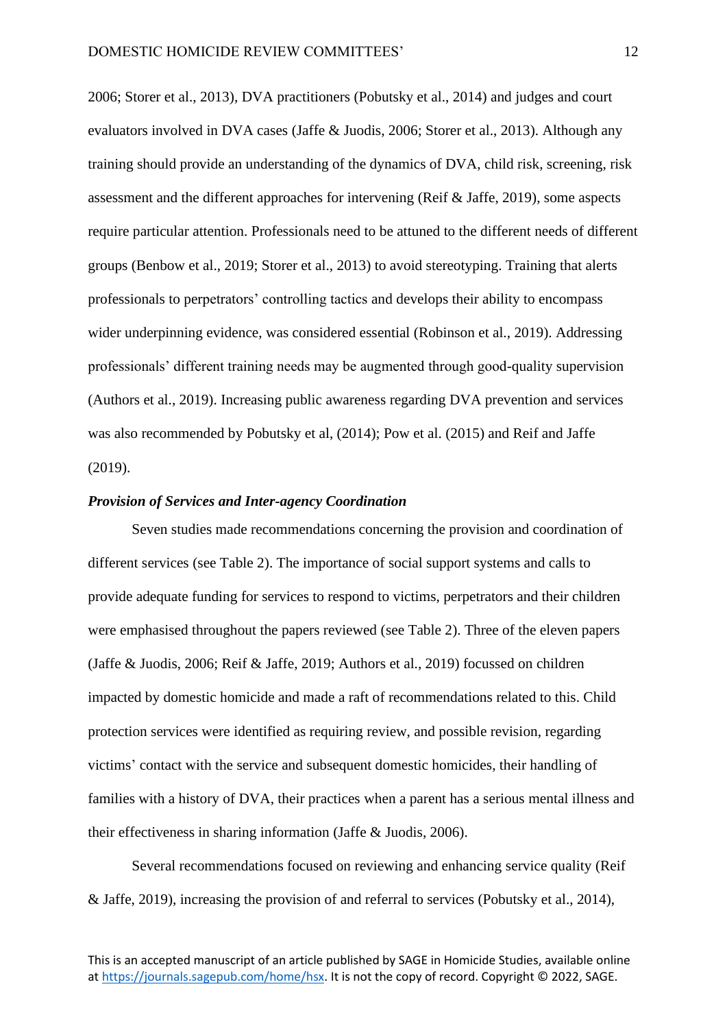2006; Storer et al., 2013), DVA practitioners (Pobutsky et al., 2014) and judges and court evaluators involved in DVA cases (Jaffe & Juodis, 2006; Storer et al., 2013). Although any training should provide an understanding of the dynamics of DVA, child risk, screening, risk assessment and the different approaches for intervening (Reif & Jaffe, 2019), some aspects require particular attention. Professionals need to be attuned to the different needs of different groups (Benbow et al., 2019; Storer et al., 2013) to avoid stereotyping. Training that alerts professionals to perpetrators' controlling tactics and develops their ability to encompass wider underpinning evidence, was considered essential (Robinson et al., 2019). Addressing professionals' different training needs may be augmented through good-quality supervision (Authors et al., 2019). Increasing public awareness regarding DVA prevention and services was also recommended by Pobutsky et al, (2014); Pow et al. (2015) and Reif and Jaffe (2019).

### *Provision of Services and Inter-agency Coordination*

Seven studies made recommendations concerning the provision and coordination of different services (see Table 2). The importance of social support systems and calls to provide adequate funding for services to respond to victims, perpetrators and their children were emphasised throughout the papers reviewed (see Table 2). Three of the eleven papers (Jaffe & Juodis, 2006; Reif & Jaffe, 2019; Authors et al., 2019) focussed on children impacted by domestic homicide and made a raft of recommendations related to this. Child protection services were identified as requiring review, and possible revision, regarding victims' contact with the service and subsequent domestic homicides, their handling of families with a history of DVA, their practices when a parent has a serious mental illness and their effectiveness in sharing information (Jaffe & Juodis, 2006).

Several recommendations focused on reviewing and enhancing service quality (Reif & Jaffe, 2019), increasing the provision of and referral to services (Pobutsky et al., 2014),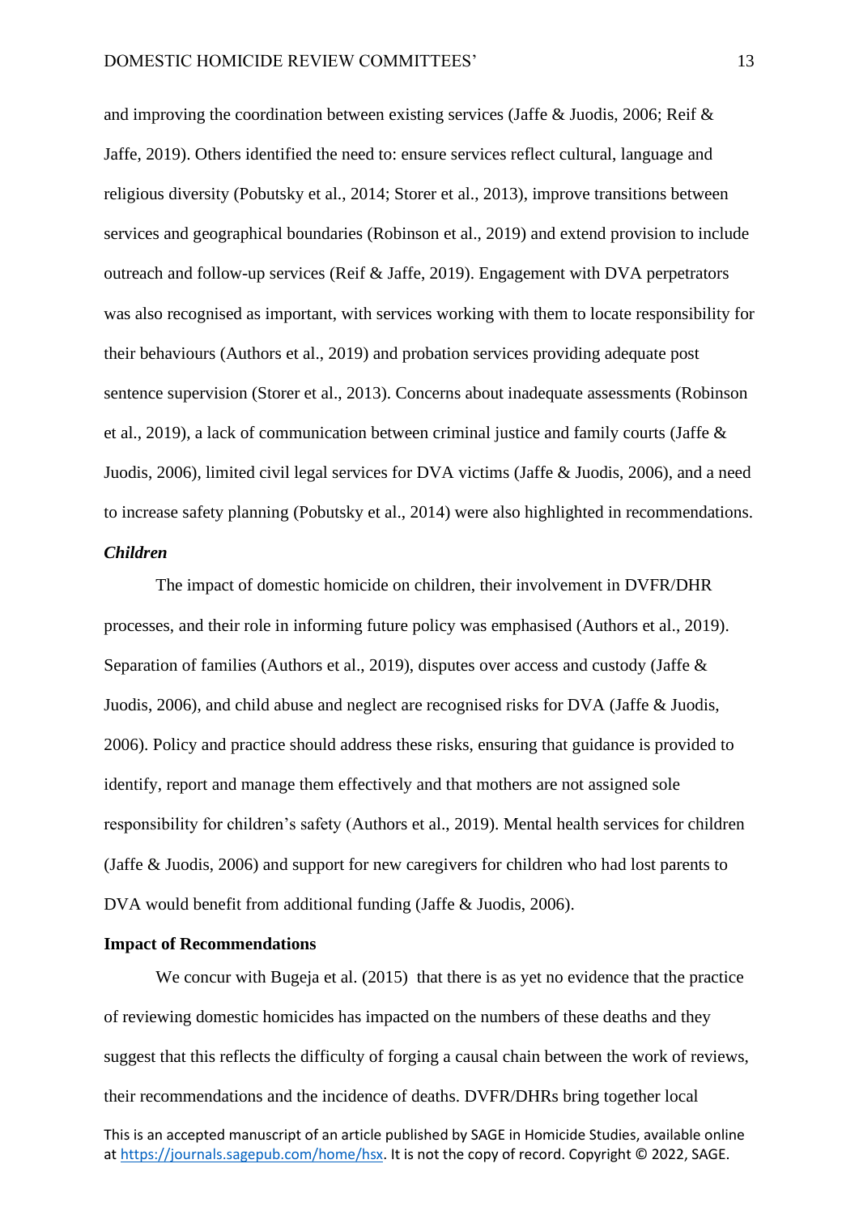and improving the coordination between existing services (Jaffe & Juodis, 2006; Reif & Jaffe, 2019). Others identified the need to: ensure services reflect cultural, language and religious diversity (Pobutsky et al., 2014; Storer et al., 2013), improve transitions between services and geographical boundaries (Robinson et al., 2019) and extend provision to include outreach and follow-up services (Reif & Jaffe, 2019). Engagement with DVA perpetrators was also recognised as important, with services working with them to locate responsibility for their behaviours (Authors et al., 2019) and probation services providing adequate post sentence supervision (Storer et al., 2013). Concerns about inadequate assessments (Robinson et al., 2019), a lack of communication between criminal justice and family courts (Jaffe & Juodis, 2006), limited civil legal services for DVA victims (Jaffe & Juodis, 2006), and a need to increase safety planning (Pobutsky et al., 2014) were also highlighted in recommendations.

***Children***

The impact of domestic homicide on children, their involvement in DVFR/DHR processes, and their role in informing future policy was emphasised (Authors et al., 2019). Separation of families (Authors et al., 2019), disputes over access and custody (Jaffe & Juodis, 2006), and child abuse and neglect are recognised risks for DVA (Jaffe & Juodis, 2006). Policy and practice should address these risks, ensuring that guidance is provided to identify, report and manage them effectively and that mothers are not assigned sole responsibility for children's safety (Authors et al., 2019). Mental health services for children (Jaffe & Juodis, 2006) and support for new caregivers for children who had lost parents to DVA would benefit from additional funding (Jaffe & Juodis, 2006).

**Impact of Recommendations**

We concur with Bugeja et al. (2015) that there is as yet no evidence that the practice of reviewing domestic homicides has impacted on the numbers of these deaths and they suggest that this reflects the difficulty of forging a causal chain between the work of reviews, their recommendations and the incidence of deaths. DVFR/DHRs bring together local

This is an accepted manuscript of an article published by SAGE in Homicide Studies, available online at https://journals.sagepub.com/home/hsx. It is not the copy of record. Copyright © 2022, SAGE.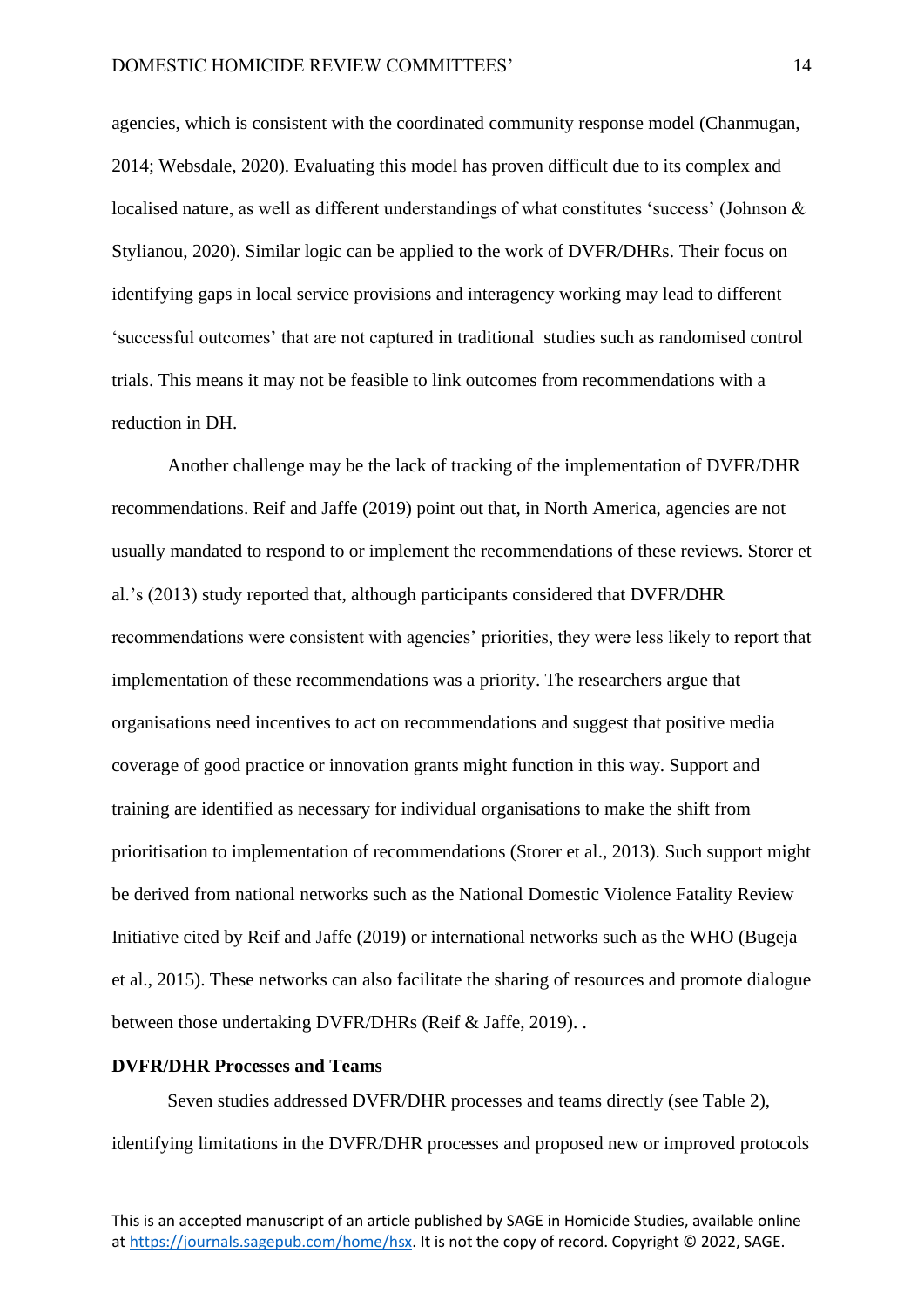agencies, which is consistent with the coordinated community response model (Chanmugan, 2014; Websdale, 2020). Evaluating this model has proven difficult due to its complex and localised nature, as well as different understandings of what constitutes 'success' (Johnson & Stylianou, 2020). Similar logic can be applied to the work of DVFR/DHRs. Their focus on identifying gaps in local service provisions and interagency working may lead to different 'successful outcomes' that are not captured in traditional studies such as randomised control trials. This means it may not be feasible to link outcomes from recommendations with a reduction in DH.

Another challenge may be the lack of tracking of the implementation of DVFR/DHR recommendations. Reif and Jaffe (2019) point out that, in North America, agencies are not usually mandated to respond to or implement the recommendations of these reviews. Storer et al.'s (2013) study reported that, although participants considered that DVFR/DHR recommendations were consistent with agencies' priorities, they were less likely to report that implementation of these recommendations was a priority. The researchers argue that organisations need incentives to act on recommendations and suggest that positive media coverage of good practice or innovation grants might function in this way. Support and training are identified as necessary for individual organisations to make the shift from prioritisation to implementation of recommendations (Storer et al., 2013). Such support might be derived from national networks such as the National Domestic Violence Fatality Review Initiative cited by Reif and Jaffe (2019) or international networks such as the WHO (Bugeja et al., 2015). These networks can also facilitate the sharing of resources and promote dialogue between those undertaking DVFR/DHRs (Reif & Jaffe, 2019). .

**DVFR/DHR Processes and Teams**

Seven studies addressed DVFR/DHR processes and teams directly (see Table 2), identifying limitations in the DVFR/DHR processes and proposed new or improved protocols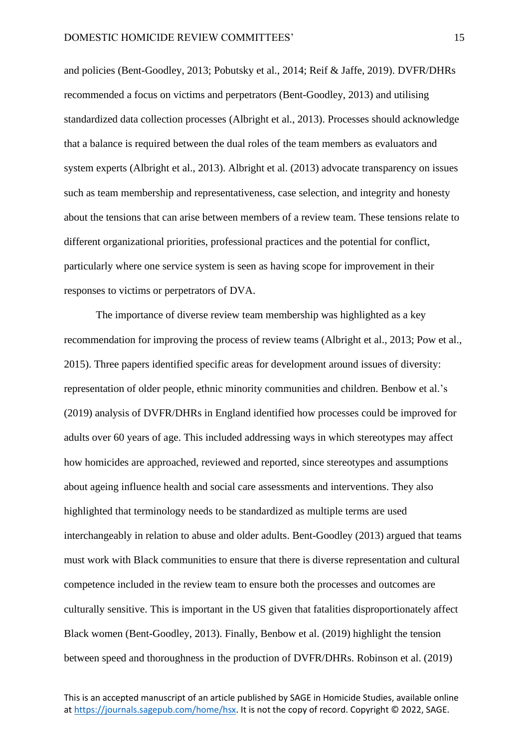and policies (Bent-Goodley, 2013; Pobutsky et al., 2014; Reif & Jaffe, 2019). DVFR/DHRs recommended a focus on victims and perpetrators (Bent-Goodley, 2013) and utilising standardized data collection processes (Albright et al., 2013). Processes should acknowledge that a balance is required between the dual roles of the team members as evaluators and system experts (Albright et al., 2013). Albright et al. (2013) advocate transparency on issues such as team membership and representativeness, case selection, and integrity and honesty about the tensions that can arise between members of a review team. These tensions relate to different organizational priorities, professional practices and the potential for conflict, particularly where one service system is seen as having scope for improvement in their responses to victims or perpetrators of DVA.

The importance of diverse review team membership was highlighted as a key recommendation for improving the process of review teams (Albright et al., 2013; Pow et al., 2015). Three papers identified specific areas for development around issues of diversity: representation of older people, ethnic minority communities and children. Benbow et al.'s (2019) analysis of DVFR/DHRs in England identified how processes could be improved for adults over 60 years of age. This included addressing ways in which stereotypes may affect how homicides are approached, reviewed and reported, since stereotypes and assumptions about ageing influence health and social care assessments and interventions. They also highlighted that terminology needs to be standardized as multiple terms are used interchangeably in relation to abuse and older adults. Bent-Goodley (2013) argued that teams must work with Black communities to ensure that there is diverse representation and cultural competence included in the review team to ensure both the processes and outcomes are culturally sensitive. This is important in the US given that fatalities disproportionately affect Black women (Bent-Goodley, 2013). Finally, Benbow et al. (2019) highlight the tension between speed and thoroughness in the production of DVFR/DHRs. Robinson et al. (2019)

This is an accepted manuscript of an article published by SAGE in Homicide Studies, available online at https://journals.sagepub.com/home/hsx. It is not the copy of record. Copyright © 2022, SAGE.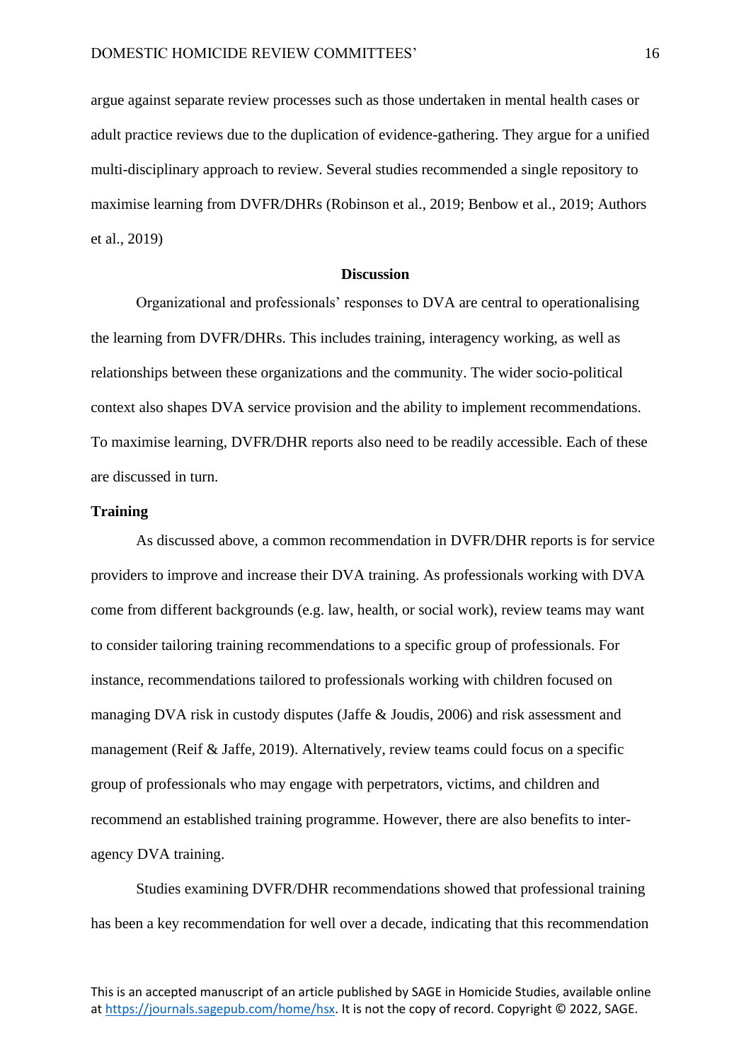argue against separate review processes such as those undertaken in mental health cases or adult practice reviews due to the duplication of evidence-gathering. They argue for a unified multi-disciplinary approach to review. Several studies recommended a single repository to maximise learning from DVFR/DHRs (Robinson et al., 2019; Benbow et al., 2019; Authors et al., 2019)

## Discussion

Organizational and professionals' responses to DVA are central to operationalising the learning from DVFR/DHRs. This includes training, interagency working, as well as relationships between these organizations and the community. The wider socio-political context also shapes DVA service provision and the ability to implement recommendations. To maximise learning, DVFR/DHR reports also need to be readily accessible. Each of these are discussed in turn.

### Training

As discussed above, a common recommendation in DVFR/DHR reports is for service providers to improve and increase their DVA training. As professionals working with DVA come from different backgrounds (e.g. law, health, or social work), review teams may want to consider tailoring training recommendations to a specific group of professionals. For instance, recommendations tailored to professionals working with children focused on managing DVA risk in custody disputes (Jaffe & Joudis, 2006) and risk assessment and management (Reif & Jaffe, 2019). Alternatively, review teams could focus on a specific group of professionals who may engage with perpetrators, victims, and children and recommend an established training programme. However, there are also benefits to inter-agency DVA training.

Studies examining DVFR/DHR recommendations showed that professional training has been a key recommendation for well over a decade, indicating that this recommendation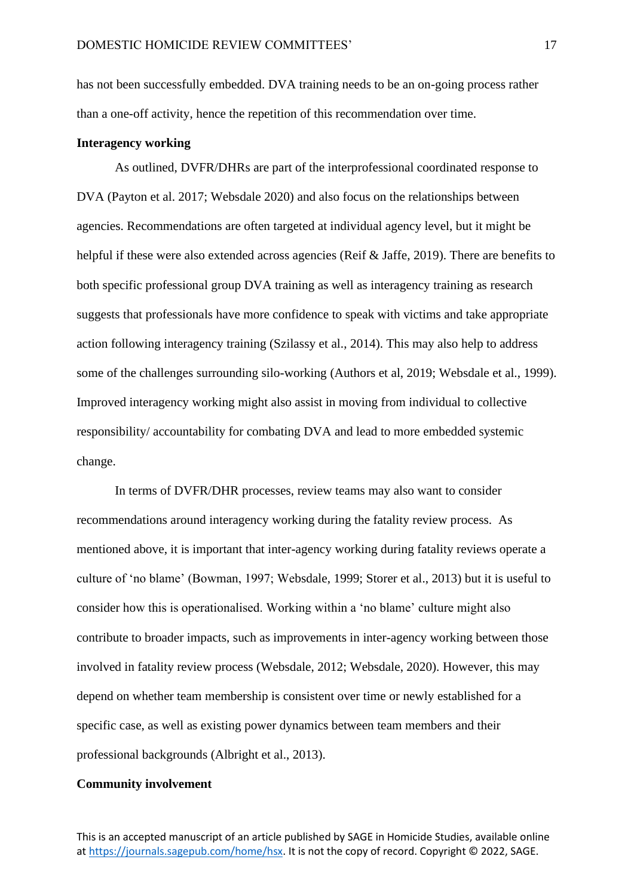has not been successfully embedded. DVA training needs to be an on-going process rather than a one-off activity, hence the repetition of this recommendation over time.

**Interagency working**

As outlined, DVFR/DHRs are part of the interprofessional coordinated response to DVA (Payton et al. 2017; Websdale 2020) and also focus on the relationships between agencies. Recommendations are often targeted at individual agency level, but it might be helpful if these were also extended across agencies (Reif & Jaffe, 2019). There are benefits to both specific professional group DVA training as well as interagency training as research suggests that professionals have more confidence to speak with victims and take appropriate action following interagency training (Szilassy et al., 2014). This may also help to address some of the challenges surrounding silo-working (Authors et al, 2019; Websdale et al., 1999). Improved interagency working might also assist in moving from individual to collective responsibility/ accountability for combating DVA and lead to more embedded systemic change.

In terms of DVFR/DHR processes, review teams may also want to consider recommendations around interagency working during the fatality review process. As mentioned above, it is important that inter-agency working during fatality reviews operate a culture of 'no blame' (Bowman, 1997; Websdale, 1999; Storer et al., 2013) but it is useful to consider how this is operationalised. Working within a 'no blame' culture might also contribute to broader impacts, such as improvements in inter-agency working between those involved in fatality review process (Websdale, 2012; Websdale, 2020). However, this may depend on whether team membership is consistent over time or newly established for a specific case, as well as existing power dynamics between team members and their professional backgrounds (Albright et al., 2013).

**Community involvement**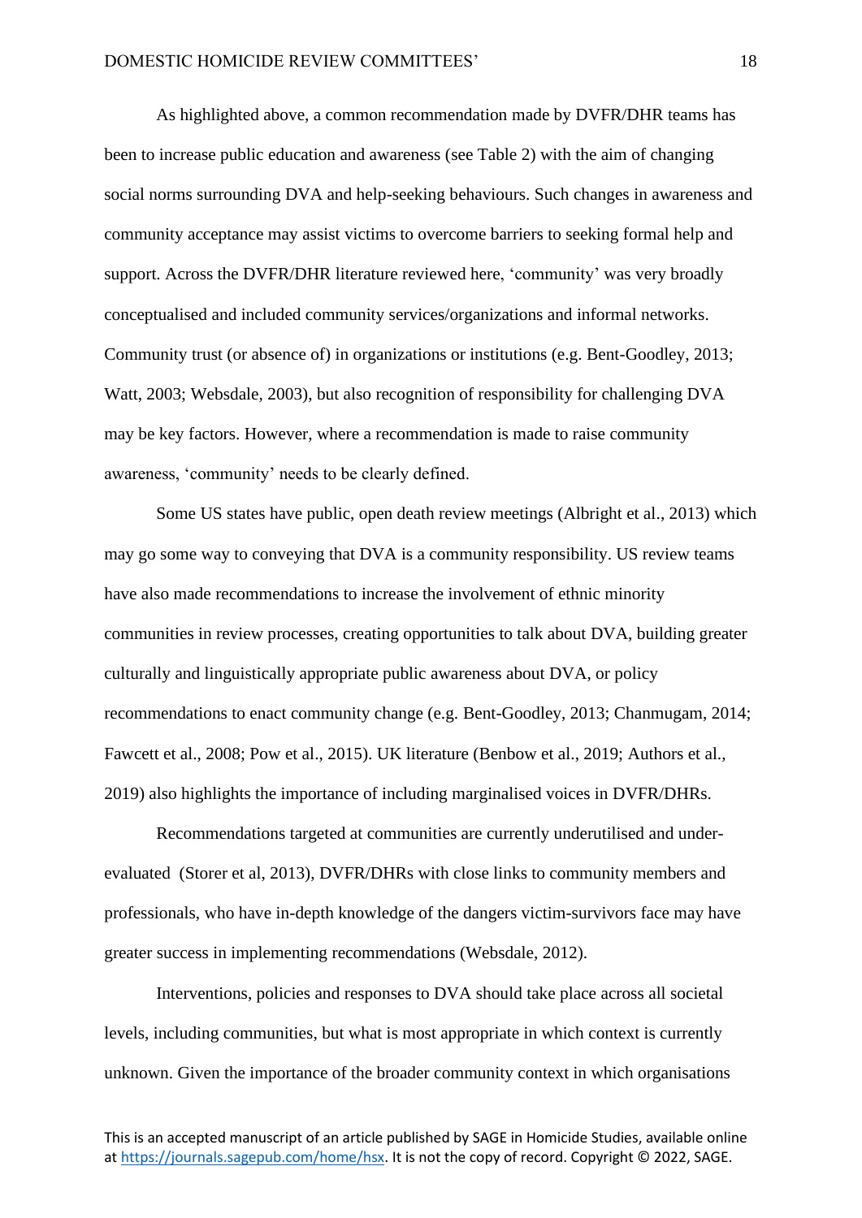As highlighted above, a common recommendation made by DVFR/DHR teams has been to increase public education and awareness (see Table 2) with the aim of changing social norms surrounding DVA and help-seeking behaviours. Such changes in awareness and community acceptance may assist victims to overcome barriers to seeking formal help and support. Across the DVFR/DHR literature reviewed here, 'community' was very broadly conceptualised and included community services/organizations and informal networks. Community trust (or absence of) in organizations or institutions (e.g. Bent-Goodley, 2013; Watt, 2003; Websdale, 2003), but also recognition of responsibility for challenging DVA may be key factors. However, where a recommendation is made to raise community awareness, 'community' needs to be clearly defined.

Some US states have public, open death review meetings (Albright et al., 2013) which may go some way to conveying that DVA is a community responsibility. US review teams have also made recommendations to increase the involvement of ethnic minority communities in review processes, creating opportunities to talk about DVA, building greater culturally and linguistically appropriate public awareness about DVA, or policy recommendations to enact community change (e.g. Bent-Goodley, 2013; Chanmugam, 2014; Fawcett et al., 2008; Pow et al., 2015). UK literature (Benbow et al., 2019; Authors et al., 2019) also highlights the importance of including marginalised voices in DVFR/DHRs.

Recommendations targeted at communities are currently underutilised and under-evaluated (Storer et al, 2013), DVFR/DHRs with close links to community members and professionals, who have in-depth knowledge of the dangers victim-survivors face may have greater success in implementing recommendations (Websdale, 2012).

Interventions, policies and responses to DVA should take place across all societal levels, including communities, but what is most appropriate in which context is currently unknown. Given the importance of the broader community context in which organisations

This is an accepted manuscript of an article published by SAGE in Homicide Studies, available online at https://journals.sagepub.com/home/hsx. It is not the copy of record. Copyright © 2022, SAGE.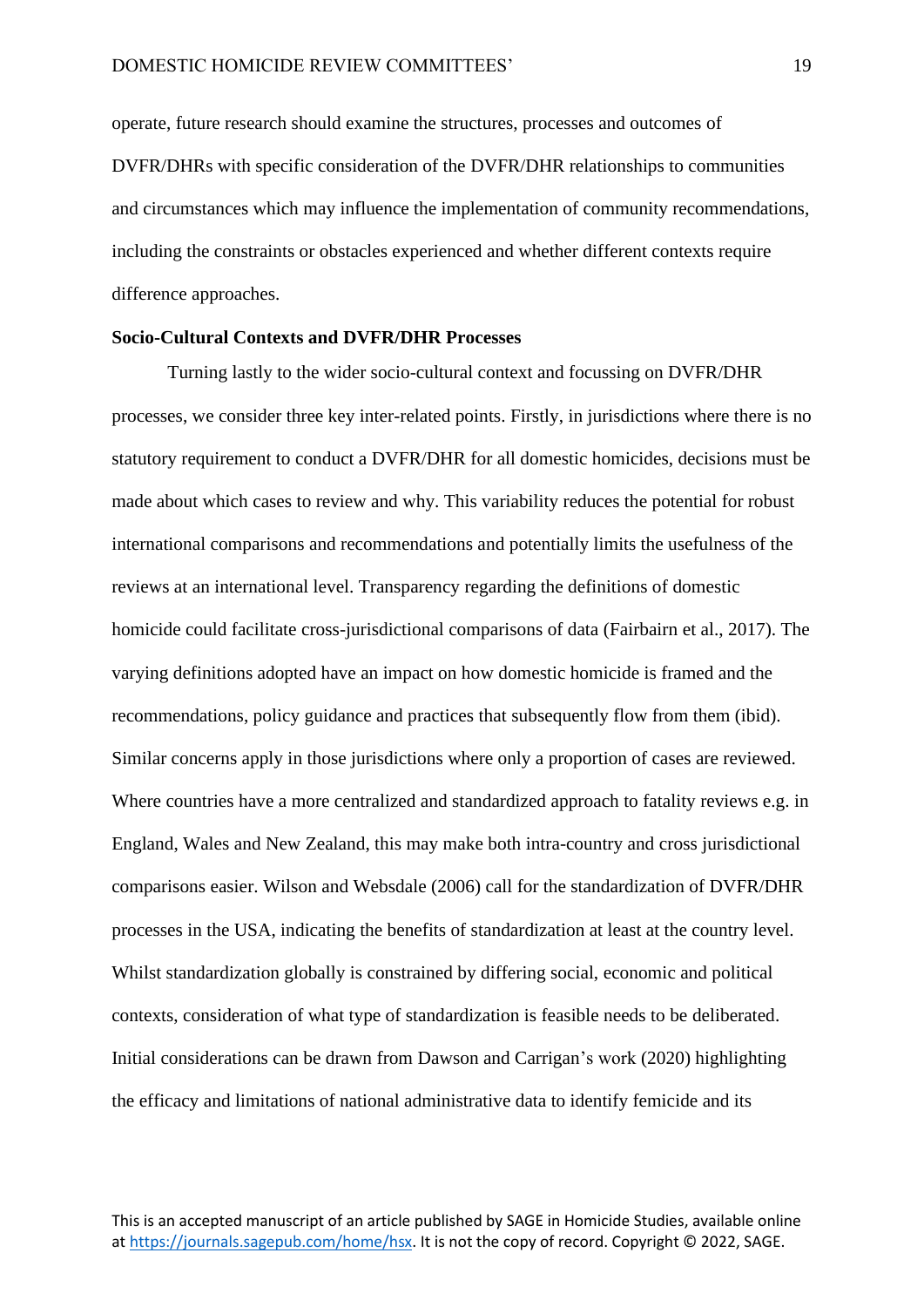operate, future research should examine the structures, processes and outcomes of DVFR/DHRs with specific consideration of the DVFR/DHR relationships to communities and circumstances which may influence the implementation of community recommendations, including the constraints or obstacles experienced and whether different contexts require difference approaches.

**Socio-Cultural Contexts and DVFR/DHR Processes**

Turning lastly to the wider socio-cultural context and focussing on DVFR/DHR processes, we consider three key inter-related points. Firstly, in jurisdictions where there is no statutory requirement to conduct a DVFR/DHR for all domestic homicides, decisions must be made about which cases to review and why. This variability reduces the potential for robust international comparisons and recommendations and potentially limits the usefulness of the reviews at an international level. Transparency regarding the definitions of domestic homicide could facilitate cross-jurisdictional comparisons of data (Fairbairn et al., 2017). The varying definitions adopted have an impact on how domestic homicide is framed and the recommendations, policy guidance and practices that subsequently flow from them (ibid). Similar concerns apply in those jurisdictions where only a proportion of cases are reviewed. Where countries have a more centralized and standardized approach to fatality reviews e.g. in England, Wales and New Zealand, this may make both intra-country and cross jurisdictional comparisons easier. Wilson and Websdale (2006) call for the standardization of DVFR/DHR processes in the USA, indicating the benefits of standardization at least at the country level. Whilst standardization globally is constrained by differing social, economic and political contexts, consideration of what type of standardization is feasible needs to be deliberated. Initial considerations can be drawn from Dawson and Carrigan's work (2020) highlighting the efficacy and limitations of national administrative data to identify femicide and its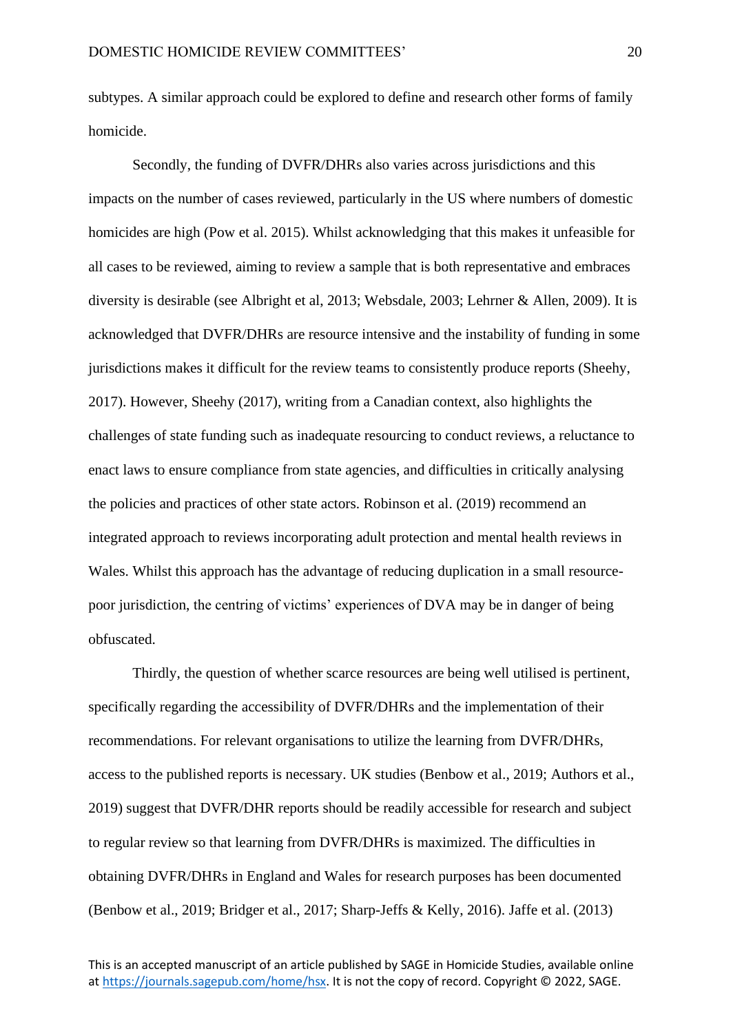subtypes. A similar approach could be explored to define and research other forms of family homicide.

Secondly, the funding of DVFR/DHRs also varies across jurisdictions and this impacts on the number of cases reviewed, particularly in the US where numbers of domestic homicides are high (Pow et al. 2015). Whilst acknowledging that this makes it unfeasible for all cases to be reviewed, aiming to review a sample that is both representative and embraces diversity is desirable (see Albright et al, 2013; Websdale, 2003; Lehrner & Allen, 2009). It is acknowledged that DVFR/DHRs are resource intensive and the instability of funding in some jurisdictions makes it difficult for the review teams to consistently produce reports (Sheehy, 2017). However, Sheehy (2017), writing from a Canadian context, also highlights the challenges of state funding such as inadequate resourcing to conduct reviews, a reluctance to enact laws to ensure compliance from state agencies, and difficulties in critically analysing the policies and practices of other state actors. Robinson et al. (2019) recommend an integrated approach to reviews incorporating adult protection and mental health reviews in Wales. Whilst this approach has the advantage of reducing duplication in a small resource-poor jurisdiction, the centring of victims' experiences of DVA may be in danger of being obfuscated.

Thirdly, the question of whether scarce resources are being well utilised is pertinent, specifically regarding the accessibility of DVFR/DHRs and the implementation of their recommendations. For relevant organisations to utilize the learning from DVFR/DHRs, access to the published reports is necessary. UK studies (Benbow et al., 2019; Authors et al., 2019) suggest that DVFR/DHR reports should be readily accessible for research and subject to regular review so that learning from DVFR/DHRs is maximized. The difficulties in obtaining DVFR/DHRs in England and Wales for research purposes has been documented (Benbow et al., 2019; Bridger et al., 2017; Sharp-Jeffs & Kelly, 2016). Jaffe et al. (2013)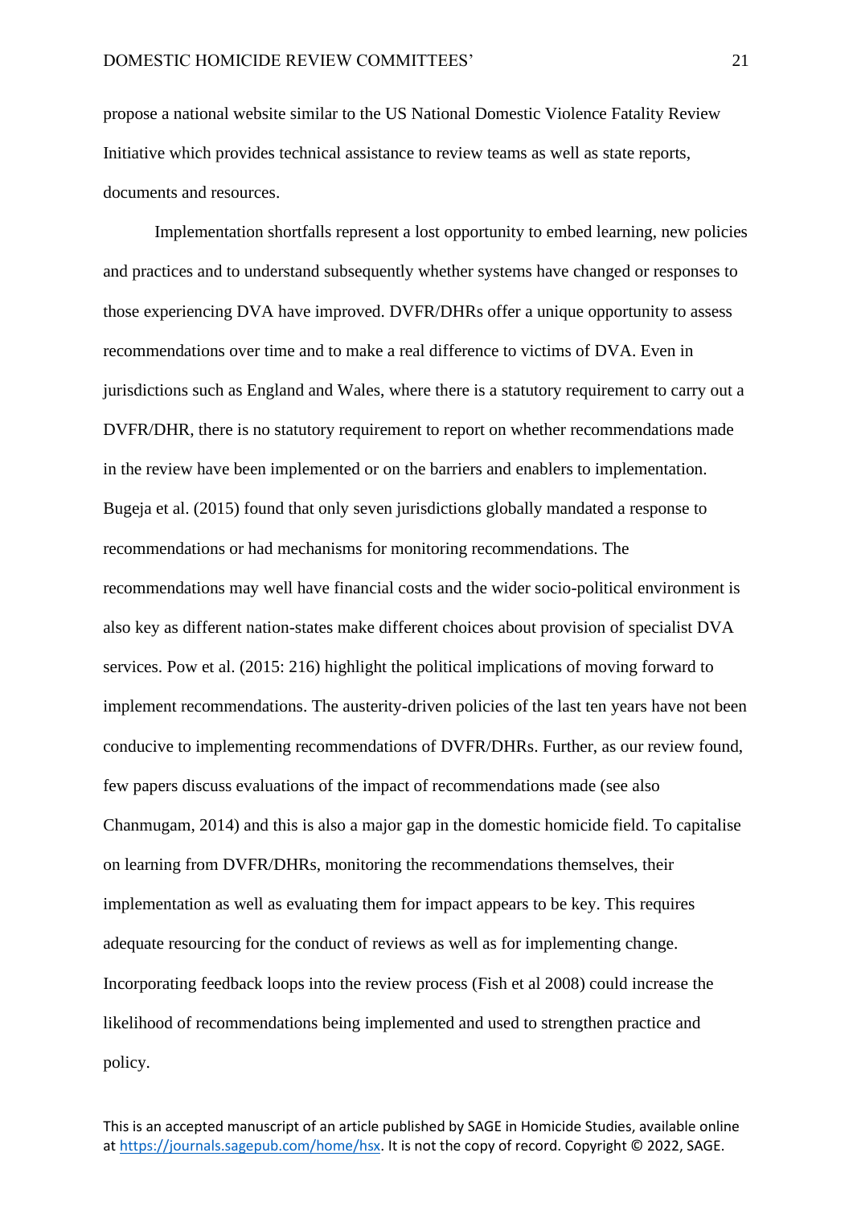propose a national website similar to the US National Domestic Violence Fatality Review Initiative which provides technical assistance to review teams as well as state reports, documents and resources.

Implementation shortfalls represent a lost opportunity to embed learning, new policies and practices and to understand subsequently whether systems have changed or responses to those experiencing DVA have improved. DVFR/DHRs offer a unique opportunity to assess recommendations over time and to make a real difference to victims of DVA. Even in jurisdictions such as England and Wales, where there is a statutory requirement to carry out a DVFR/DHR, there is no statutory requirement to report on whether recommendations made in the review have been implemented or on the barriers and enablers to implementation. Bugeja et al. (2015) found that only seven jurisdictions globally mandated a response to recommendations or had mechanisms for monitoring recommendations. The recommendations may well have financial costs and the wider socio-political environment is also key as different nation-states make different choices about provision of specialist DVA services. Pow et al. (2015: 216) highlight the political implications of moving forward to implement recommendations. The austerity-driven policies of the last ten years have not been conducive to implementing recommendations of DVFR/DHRs. Further, as our review found, few papers discuss evaluations of the impact of recommendations made (see also Chanmugam, 2014) and this is also a major gap in the domestic homicide field. To capitalise on learning from DVFR/DHRs, monitoring the recommendations themselves, their implementation as well as evaluating them for impact appears to be key. This requires adequate resourcing for the conduct of reviews as well as for implementing change. Incorporating feedback loops into the review process (Fish et al 2008) could increase the likelihood of recommendations being implemented and used to strengthen practice and policy.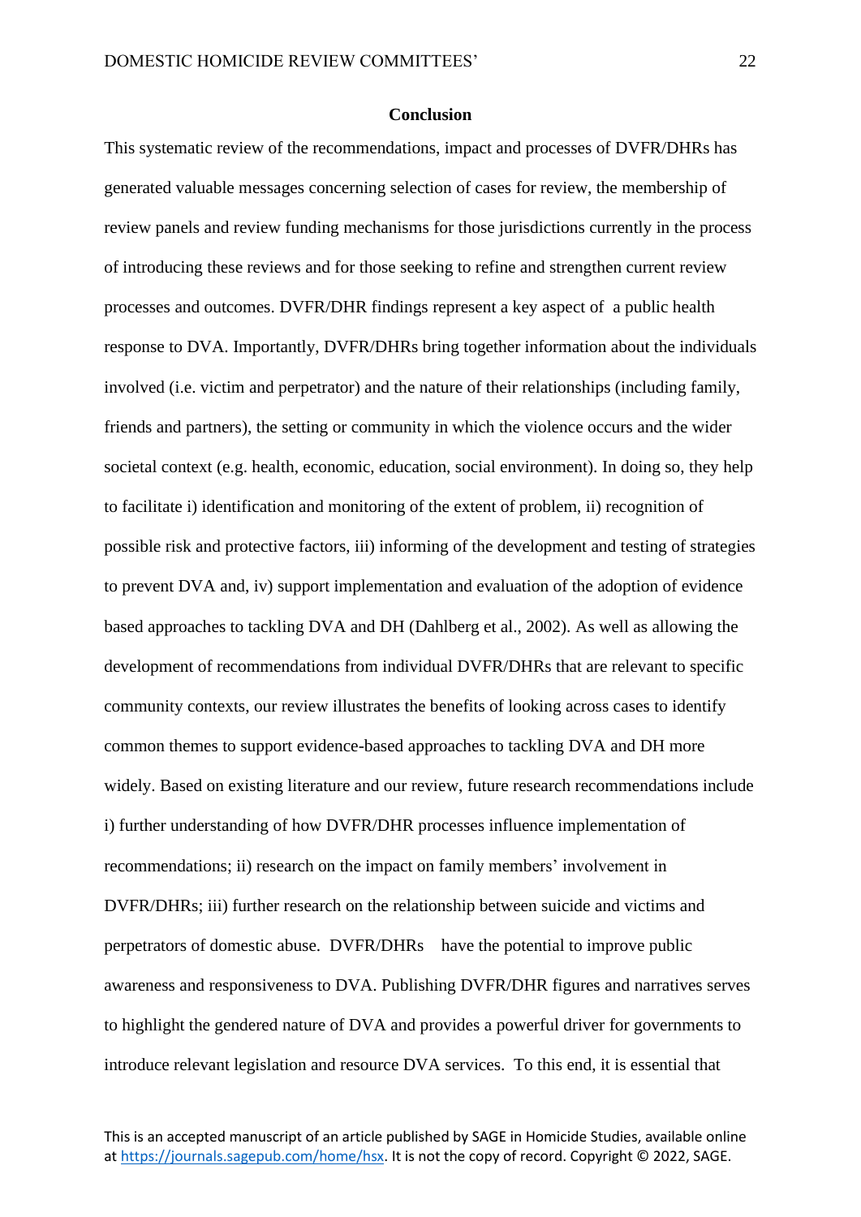## Conclusion

This systematic review of the recommendations, impact and processes of DVFR/DHRs has generated valuable messages concerning selection of cases for review, the membership of review panels and review funding mechanisms for those jurisdictions currently in the process of introducing these reviews and for those seeking to refine and strengthen current review processes and outcomes. DVFR/DHR findings represent a key aspect of a public health response to DVA. Importantly, DVFR/DHRs bring together information about the individuals involved (i.e. victim and perpetrator) and the nature of their relationships (including family, friends and partners), the setting or community in which the violence occurs and the wider societal context (e.g. health, economic, education, social environment). In doing so, they help to facilitate i) identification and monitoring of the extent of problem, ii) recognition of possible risk and protective factors, iii) informing of the development and testing of strategies to prevent DVA and, iv) support implementation and evaluation of the adoption of evidence based approaches to tackling DVA and DH (Dahlberg et al., 2002). As well as allowing the development of recommendations from individual DVFR/DHRs that are relevant to specific community contexts, our review illustrates the benefits of looking across cases to identify common themes to support evidence-based approaches to tackling DVA and DH more widely. Based on existing literature and our review, future research recommendations include i) further understanding of how DVFR/DHR processes influence implementation of recommendations; ii) research on the impact on family members' involvement in DVFR/DHRs; iii) further research on the relationship between suicide and victims and perpetrators of domestic abuse. DVFR/DHRs have the potential to improve public awareness and responsiveness to DVA. Publishing DVFR/DHR figures and narratives serves to highlight the gendered nature of DVA and provides a powerful driver for governments to introduce relevant legislation and resource DVA services. To this end, it is essential that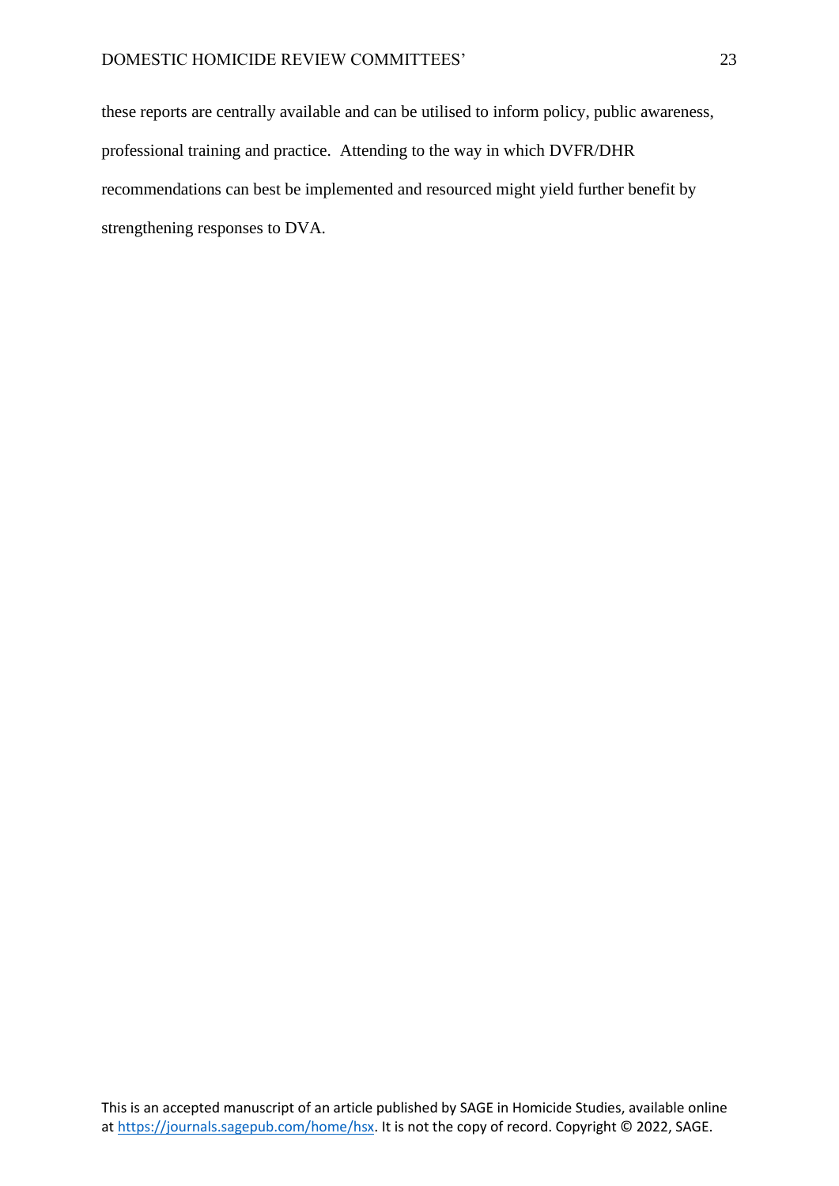these reports are centrally available and can be utilised to inform policy, public awareness, professional training and practice. Attending to the way in which DVFR/DHR recommendations can best be implemented and resourced might yield further benefit by strengthening responses to DVA.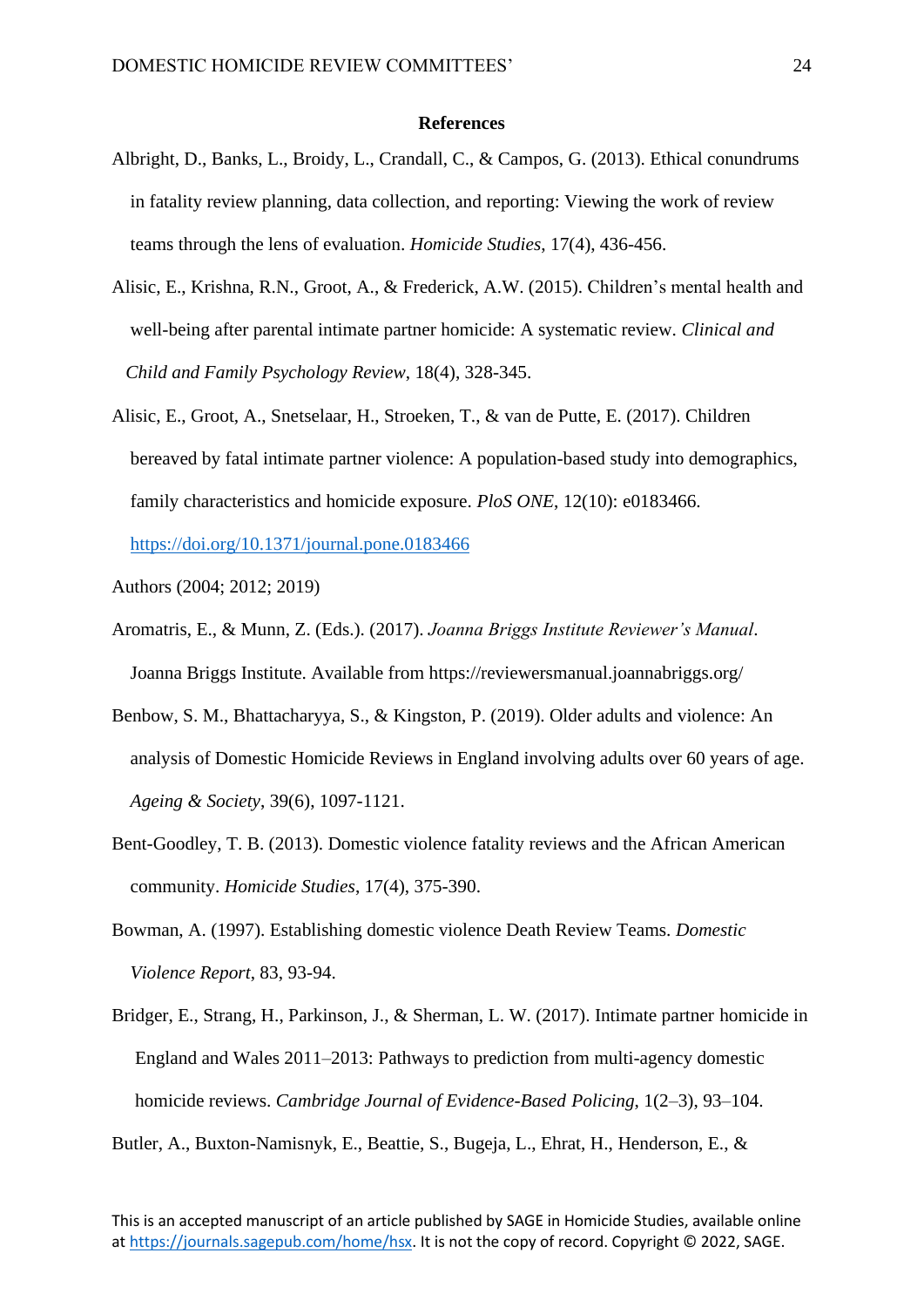**References**

Albright, D., Banks, L., Broidy, L., Crandall, C., & Campos, G. (2013). Ethical conundrums in fatality review planning, data collection, and reporting: Viewing the work of review teams through the lens of evaluation. *Homicide Studies*, 17(4), 436-456.

Alisic, E., Krishna, R.N., Groot, A., & Frederick, A.W. (2015). Children's mental health and well-being after parental intimate partner homicide: A systematic review. *Clinical and Child and Family Psychology Review*, 18(4), 328-345.

Alisic, E., Groot, A., Snetselaar, H., Stroeken, T., & van de Putte, E. (2017). Children bereaved by fatal intimate partner violence: A population-based study into demographics, family characteristics and homicide exposure. *PloS ONE*, 12(10): e0183466. https://doi.org/10.1371/journal.pone.0183466

Authors (2004; 2012; 2019)

Aromatris, E., & Munn, Z. (Eds.). (2017). *Joanna Briggs Institute Reviewer's Manual*. Joanna Briggs Institute. Available from https://reviewersmanual.joannabriggs.org/

Benbow, S. M., Bhattacharyya, S., & Kingston, P. (2019). Older adults and violence: An analysis of Domestic Homicide Reviews in England involving adults over 60 years of age. *Ageing & Society*, 39(6), 1097-1121.

Bent-Goodley, T. B. (2013). Domestic violence fatality reviews and the African American community. *Homicide Studies*, 17(4), 375-390.

Bowman, A. (1997). Establishing domestic violence Death Review Teams. *Domestic Violence Report*, 83, 93-94.

Bridger, E., Strang, H., Parkinson, J., & Sherman, L. W. (2017). Intimate partner homicide in England and Wales 2011–2013: Pathways to prediction from multi-agency domestic homicide reviews. *Cambridge Journal of Evidence-Based Policing*, 1(2–3), 93–104.

Butler, A., Buxton-Namisnyk, E., Beattie, S., Bugeja, L., Ehrat, H., Henderson, E., &

This is an accepted manuscript of an article published by SAGE in Homicide Studies, available online at https://journals.sagepub.com/home/hsx. It is not the copy of record. Copyright © 2022, SAGE.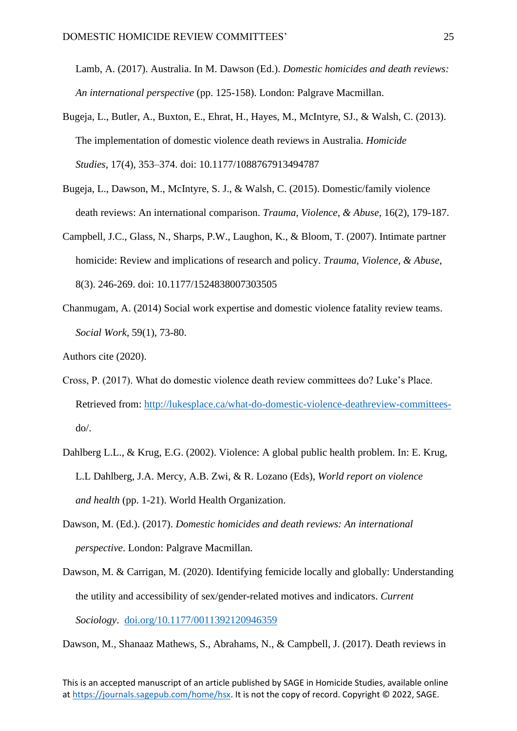Lamb, A. (2017). Australia. In M. Dawson (Ed.). *Domestic homicides and death reviews: An international perspective* (pp. 125-158). London: Palgrave Macmillan.

Bugeja, L., Butler, A., Buxton, E., Ehrat, H., Hayes, M., McIntyre, SJ., & Walsh, C. (2013). The implementation of domestic violence death reviews in Australia. *Homicide Studies*, 17(4), 353–374. doi: 10.1177/1088767913494787

Bugeja, L., Dawson, M., McIntyre, S. J., & Walsh, C. (2015). Domestic/family violence death reviews: An international comparison. *Trauma, Violence, & Abuse*, 16(2), 179-187.

Campbell, J.C., Glass, N., Sharps, P.W., Laughon, K., & Bloom, T. (2007). Intimate partner homicide: Review and implications of research and policy. *Trauma, Violence, & Abuse*, 8(3). 246-269. doi: 10.1177/1524838007303505

Chanmugam, A. (2014) Social work expertise and domestic violence fatality review teams. *Social Work*, 59(1), 73-80.

Authors cite (2020).

Cross, P. (2017). What do domestic violence death review committees do? Luke's Place. Retrieved from: [http://lukesplace.ca/what-do-domestic-violence-deathreview-committees-do/](http://lukesplace.ca/what-do-domestic-violence-deathreview-committees-do/).

Dahlberg L.L., & Krug, E.G. (2002). Violence: A global public health problem. In: E. Krug, L.L Dahlberg, J.A. Mercy, A.B. Zwi, & R. Lozano (Eds), *World report on violence and health* (pp. 1-21). World Health Organization.

Dawson, M. (Ed.). (2017). *Domestic homicides and death reviews: An international perspective*. London: Palgrave Macmillan.

Dawson, M. & Carrigan, M. (2020). Identifying femicide locally and globally: Understanding the utility and accessibility of sex/gender-related motives and indicators. *Current Sociology*. [doi.org/10.1177/0011392120946359](https://doi.org/10.1177/0011392120946359)

Dawson, M., Shanaaz Mathews, S., Abrahams, N., & Campbell, J. (2017). Death reviews in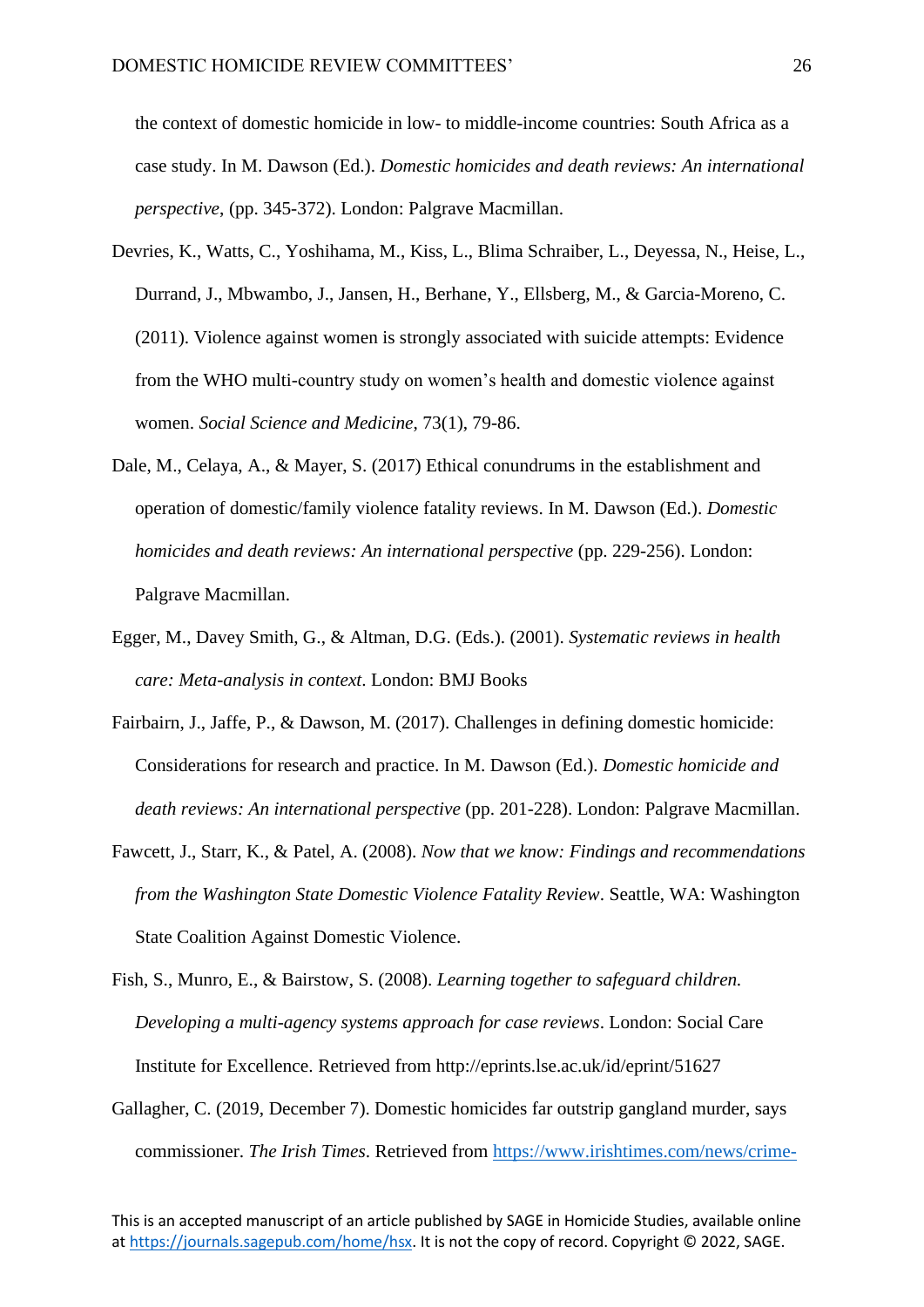the context of domestic homicide in low- to middle-income countries: South Africa as a case study. In M. Dawson (Ed.). *Domestic homicides and death reviews: An international perspective*, (pp. 345-372). London: Palgrave Macmillan.

Devries, K., Watts, C., Yoshihama, M., Kiss, L., Blima Schraiber, L., Deyessa, N., Heise, L., Durrand, J., Mbwambo, J., Jansen, H., Berhane, Y., Ellsberg, M., & Garcia-Moreno, C. (2011). Violence against women is strongly associated with suicide attempts: Evidence from the WHO multi-country study on women's health and domestic violence against women. *Social Science and Medicine*, 73(1), 79-86.

Dale, M., Celaya, A., & Mayer, S. (2017) Ethical conundrums in the establishment and operation of domestic/family violence fatality reviews. In M. Dawson (Ed.). *Domestic homicides and death reviews: An international perspective* (pp. 229-256). London: Palgrave Macmillan.

Egger, M., Davey Smith, G., & Altman, D.G. (Eds.). (2001). *Systematic reviews in health care: Meta-analysis in context*. London: BMJ Books

Fairbairn, J., Jaffe, P., & Dawson, M. (2017). Challenges in defining domestic homicide: Considerations for research and practice. In M. Dawson (Ed.). *Domestic homicide and death reviews: An international perspective* (pp. 201-228). London: Palgrave Macmillan.

Fawcett, J., Starr, K., & Patel, A. (2008). *Now that we know: Findings and recommendations from the Washington State Domestic Violence Fatality Review*. Seattle, WA: Washington State Coalition Against Domestic Violence.

Fish, S., Munro, E., & Bairstow, S. (2008). *Learning together to safeguard children. Developing a multi-agency systems approach for case reviews*. London: Social Care Institute for Excellence. Retrieved from http://eprints.lse.ac.uk/id/eprint/51627

Gallagher, C. (2019, December 7). Domestic homicides far outstrip gangland murder, says commissioner. *The Irish Times*. Retrieved from https://www.irishtimes.com/news/crime-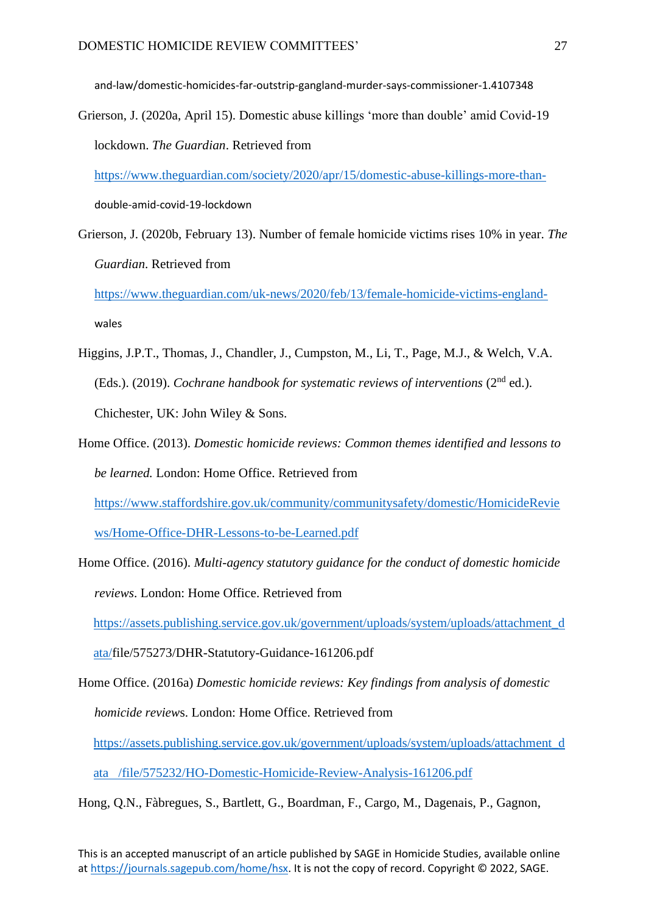and-law/domestic-homicides-far-outstrip-gangland-murder-says-commissioner-1.4107348

Grierson, J. (2020a, April 15). Domestic abuse killings 'more than double' amid Covid-19 lockdown. *The Guardian*. Retrieved from https://www.theguardian.com/society/2020/apr/15/domestic-abuse-killings-more-than-double-amid-covid-19-lockdown

Grierson, J. (2020b, February 13). Number of female homicide victims rises 10% in year. *The Guardian*. Retrieved from https://www.theguardian.com/uk-news/2020/feb/13/female-homicide-victims-england-wales

Higgins, J.P.T., Thomas, J., Chandler, J., Cumpston, M., Li, T., Page, M.J., & Welch, V.A. (Eds.). (2019). *Cochrane handbook for systematic reviews of interventions* (2nd ed.). Chichester, UK: John Wiley & Sons.

Home Office. (2013). *Domestic homicide reviews: Common themes identified and lessons to be learned.* London: Home Office. Retrieved from https://www.staffordshire.gov.uk/community/communitysafety/domestic/HomicideReviews/Home-Office-DHR-Lessons-to-be-Learned.pdf

Home Office. (2016). *Multi-agency statutory guidance for the conduct of domestic homicide reviews*. London: Home Office. Retrieved from https://assets.publishing.service.gov.uk/government/uploads/system/uploads/attachment_data/file/575273/DHR-Statutory-Guidance-161206.pdf

Home Office. (2016a) *Domestic homicide reviews: Key findings from analysis of domestic homicide reviews*. London: Home Office. Retrieved from https://assets.publishing.service.gov.uk/government/uploads/system/uploads/attachment_data /file/575232/HO-Domestic-Homicide-Review-Analysis-161206.pdf

Hong, Q.N., Fàbregues, S., Bartlett, G., Boardman, F., Cargo, M., Dagenais, P., Gagnon,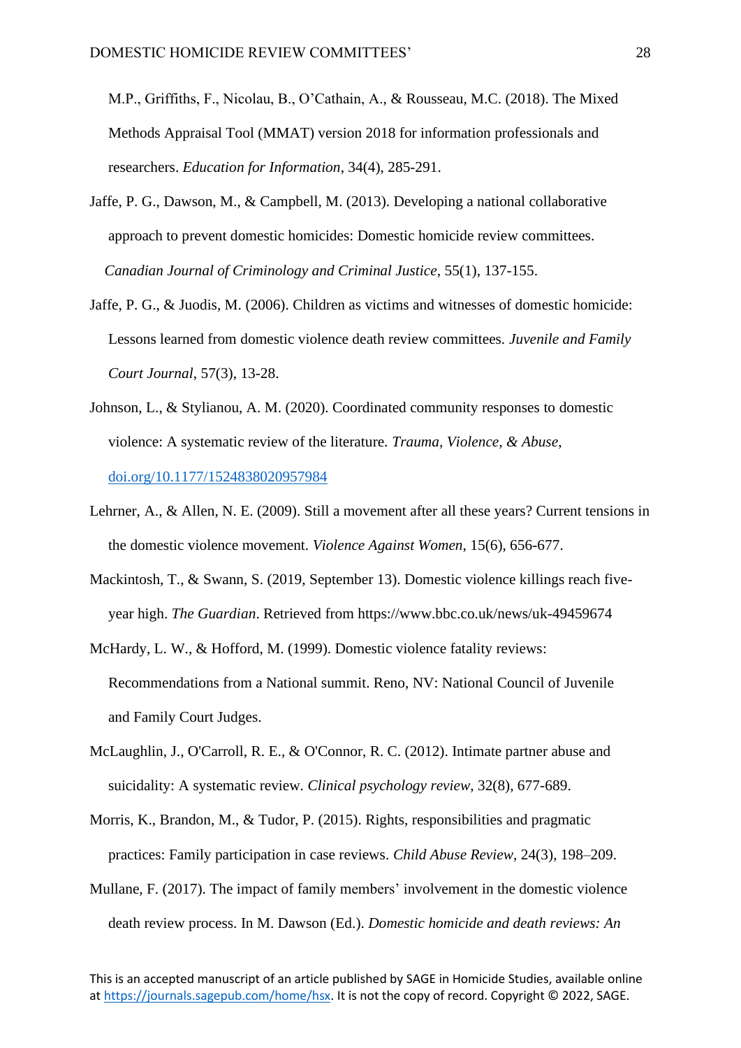M.P., Griffiths, F., Nicolau, B., O'Cathain, A., & Rousseau, M.C. (2018). The Mixed Methods Appraisal Tool (MMAT) version 2018 for information professionals and researchers. *Education for Information*, 34(4), 285-291.

Jaffe, P. G., Dawson, M., & Campbell, M. (2013). Developing a national collaborative approach to prevent domestic homicides: Domestic homicide review committees. *Canadian Journal of Criminology and Criminal Justice*, 55(1), 137-155.

Jaffe, P. G., & Juodis, M. (2006). Children as victims and witnesses of domestic homicide: Lessons learned from domestic violence death review committees. *Juvenile and Family Court Journal*, 57(3), 13-28.

Johnson, L., & Stylianou, A. M. (2020). Coordinated community responses to domestic violence: A systematic review of the literature. *Trauma, Violence, & Abuse*, doi.org/10.1177/1524838020957984

Lehrner, A., & Allen, N. E. (2009). Still a movement after all these years? Current tensions in the domestic violence movement. *Violence Against Women*, 15(6), 656-677.

Mackintosh, T., & Swann, S. (2019, September 13). Domestic violence killings reach five-year high. *The Guardian*. Retrieved from https://www.bbc.co.uk/news/uk-49459674

McHardy, L. W., & Hofford, M. (1999). Domestic violence fatality reviews: Recommendations from a National summit. Reno, NV: National Council of Juvenile and Family Court Judges.

McLaughlin, J., O'Carroll, R. E., & O'Connor, R. C. (2012). Intimate partner abuse and suicidality: A systematic review. *Clinical psychology review*, 32(8), 677-689.

Morris, K., Brandon, M., & Tudor, P. (2015). Rights, responsibilities and pragmatic practices: Family participation in case reviews. *Child Abuse Review*, 24(3), 198–209.

Mullane, F. (2017). The impact of family members' involvement in the domestic violence death review process. In M. Dawson (Ed.). *Domestic homicide and death reviews: An*

This is an accepted manuscript of an article published by SAGE in Homicide Studies, available online at https://journals.sagepub.com/home/hsx. It is not the copy of record. Copyright © 2022, SAGE.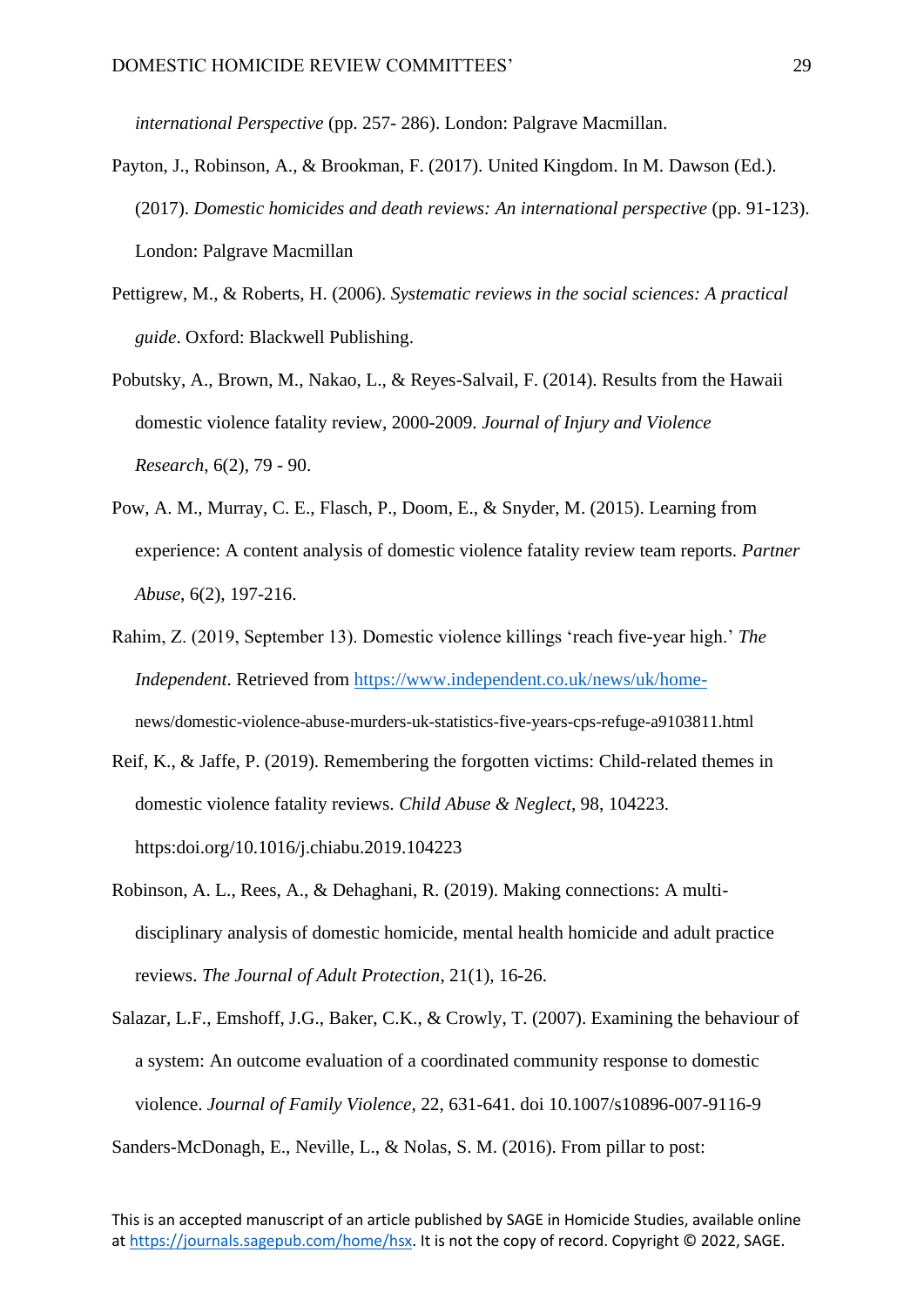*international Perspective* (pp. 257- 286). London: Palgrave Macmillan.

Payton, J., Robinson, A., & Brookman, F. (2017). United Kingdom. In M. Dawson (Ed.). (2017). *Domestic homicides and death reviews: An international perspective* (pp. 91-123). London: Palgrave Macmillan

Pettigrew, M., & Roberts, H. (2006). *Systematic reviews in the social sciences: A practical guide*. Oxford: Blackwell Publishing.

Pobutsky, A., Brown, M., Nakao, L., & Reyes-Salvail, F. (2014). Results from the Hawaii domestic violence fatality review, 2000-2009. *Journal of Injury and Violence Research*, 6(2), 79 - 90.

Pow, A. M., Murray, C. E., Flasch, P., Doom, E., & Snyder, M. (2015). Learning from experience: A content analysis of domestic violence fatality review team reports. *Partner Abuse*, 6(2), 197-216.

Rahim, Z. (2019, September 13). Domestic violence killings 'reach five-year high.' *The Independent*. Retrieved from https://www.independent.co.uk/news/uk/home-news/domestic-violence-abuse-murders-uk-statistics-five-years-cps-refuge-a9103811.html

Reif, K., & Jaffe, P. (2019). Remembering the forgotten victims: Child-related themes in domestic violence fatality reviews. *Child Abuse & Neglect*, 98, 104223. https:doi.org/10.1016/j.chiabu.2019.104223

Robinson, A. L., Rees, A., & Dehaghani, R. (2019). Making connections: A multi-disciplinary analysis of domestic homicide, mental health homicide and adult practice reviews. *The Journal of Adult Protection*, 21(1), 16-26.

Salazar, L.F., Emshoff, J.G., Baker, C.K., & Crowly, T. (2007). Examining the behaviour of a system: An outcome evaluation of a coordinated community response to domestic violence. *Journal of Family Violence*, 22, 631-641. doi 10.1007/s10896-007-9116-9

Sanders-McDonagh, E., Neville, L., & Nolas, S. M. (2016). From pillar to post: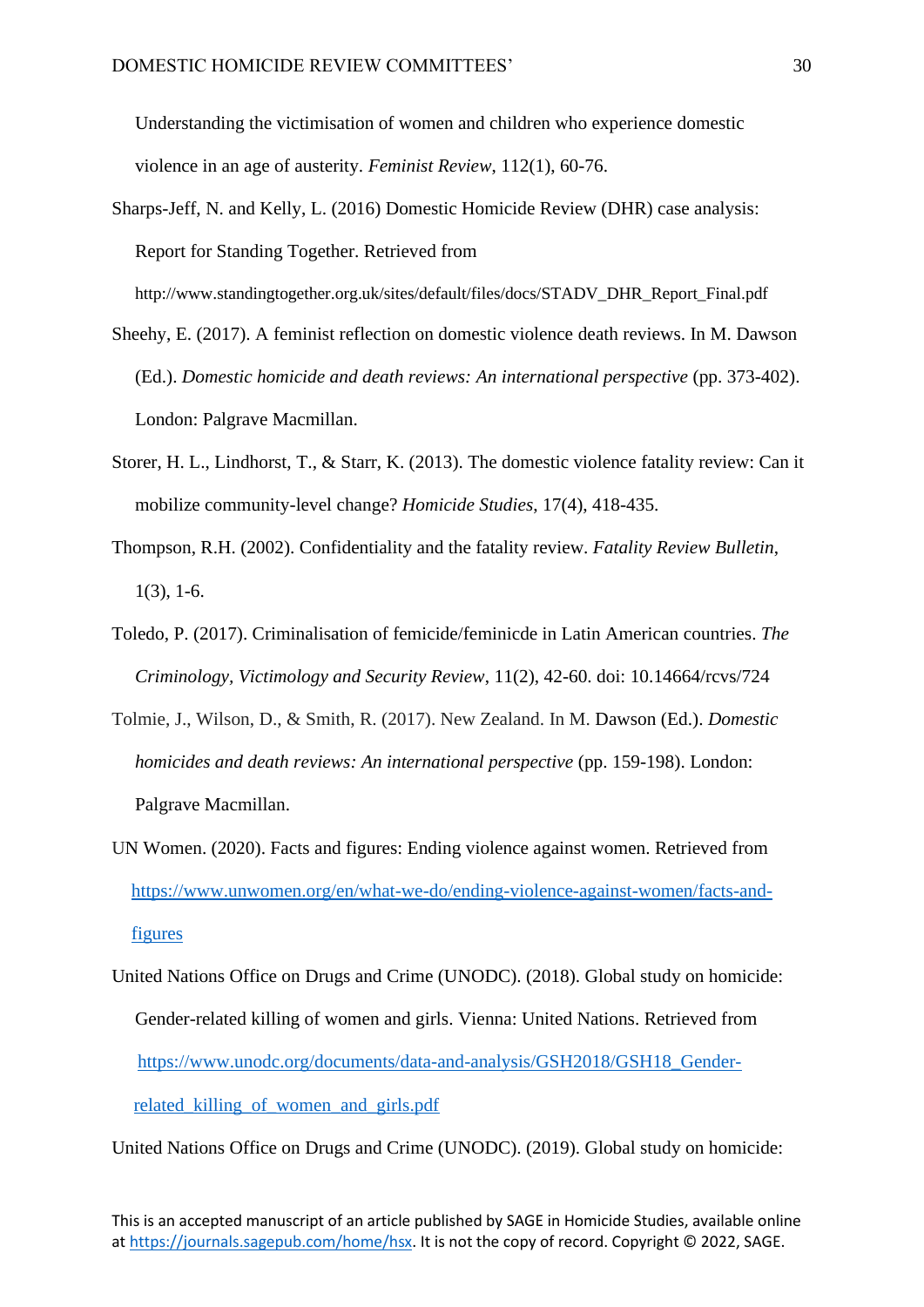Understanding the victimisation of women and children who experience domestic violence in an age of austerity. *Feminist Review*, 112(1), 60-76.

Sharps-Jeff, N. and Kelly, L. (2016) Domestic Homicide Review (DHR) case analysis: Report for Standing Together. Retrieved from http://www.standingtogether.org.uk/sites/default/files/docs/STADV_DHR_Report_Final.pdf

Sheehy, E. (2017). A feminist reflection on domestic violence death reviews. In M. Dawson (Ed.). *Domestic homicide and death reviews: An international perspective* (pp. 373-402). London: Palgrave Macmillan.

Storer, H. L., Lindhorst, T., & Starr, K. (2013). The domestic violence fatality review: Can it mobilize community-level change? *Homicide Studies*, 17(4), 418-435.

Thompson, R.H. (2002). Confidentiality and the fatality review. *Fatality Review Bulletin*, 1(3), 1-6.

Toledo, P. (2017). Criminalisation of femicide/feminicde in Latin American countries. *The Criminology, Victimology and Security Review*, 11(2), 42-60. doi: 10.14664/rcvs/724

Tolmie, J., Wilson, D., & Smith, R. (2017). New Zealand. In M. Dawson (Ed.). *Domestic homicides and death reviews: An international perspective* (pp. 159-198). London: Palgrave Macmillan.

UN Women. (2020). Facts and figures: Ending violence against women. Retrieved from https://www.unwomen.org/en/what-we-do/ending-violence-against-women/facts-and-figures

United Nations Office on Drugs and Crime (UNODC). (2018). Global study on homicide: Gender-related killing of women and girls. Vienna: United Nations. Retrieved from https://www.unodc.org/documents/data-and-analysis/GSH2018/GSH18_Gender-related_killing_of_women_and_girls.pdf

United Nations Office on Drugs and Crime (UNODC). (2019). Global study on homicide: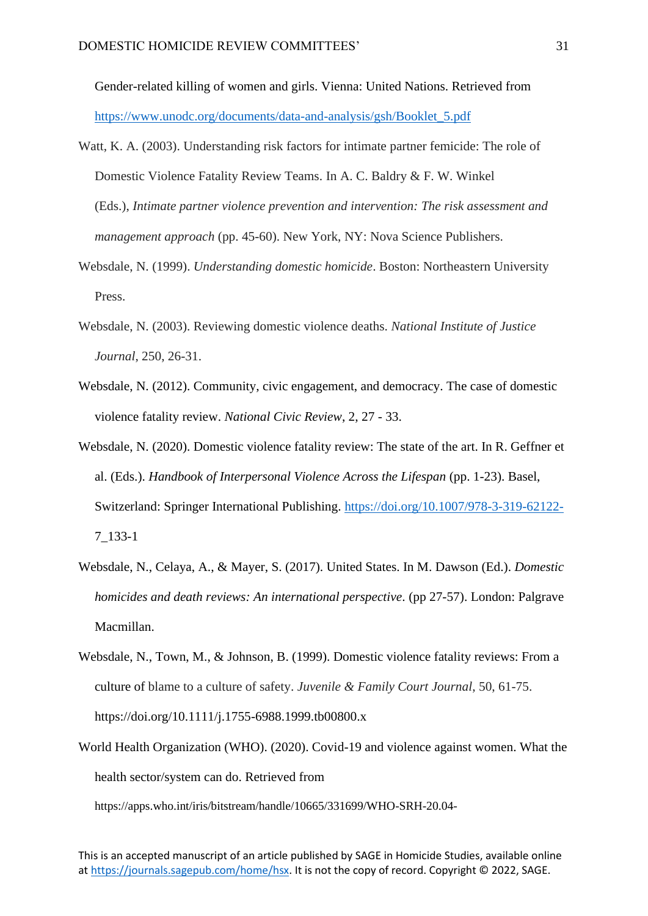Gender-related killing of women and girls. Vienna: United Nations. Retrieved from https://www.unodc.org/documents/data-and-analysis/gsh/Booklet_5.pdf

Watt, K. A. (2003). Understanding risk factors for intimate partner femicide: The role of Domestic Violence Fatality Review Teams. In A. C. Baldry & F. W. Winkel (Eds.), *Intimate partner violence prevention and intervention: The risk assessment and management approach* (pp. 45-60). New York, NY: Nova Science Publishers.

Websdale, N. (1999). *Understanding domestic homicide*. Boston: Northeastern University Press.

Websdale, N. (2003). Reviewing domestic violence deaths. *National Institute of Justice Journal*, 250, 26-31.

Websdale, N. (2012). Community, civic engagement, and democracy. The case of domestic violence fatality review. *National Civic Review*, 2, 27 - 33.

Websdale, N. (2020). Domestic violence fatality review: The state of the art. In R. Geffner et al. (Eds.). *Handbook of Interpersonal Violence Across the Lifespan* (pp. 1-23). Basel, Switzerland: Springer International Publishing. https://doi.org/10.1007/978-3-319-62122-7_133-1

Websdale, N., Celaya, A., & Mayer, S. (2017). United States. In M. Dawson (Ed.). *Domestic homicides and death reviews: An international perspective*. (pp 27-57). London: Palgrave Macmillan.

Websdale, N., Town, M., & Johnson, B. (1999). Domestic violence fatality reviews: From a culture of blame to a culture of safety. *Juvenile & Family Court Journal*, 50, 61-75. https://doi.org/10.1111/j.1755-6988.1999.tb00800.x

World Health Organization (WHO). (2020). Covid-19 and violence against women. What the health sector/system can do. Retrieved from https://apps.who.int/iris/bitstream/handle/10665/331699/WHO-SRH-20.04-

This is an accepted manuscript of an article published by SAGE in Homicide Studies, available online at https://journals.sagepub.com/home/hsx. It is not the copy of record. Copyright © 2022, SAGE.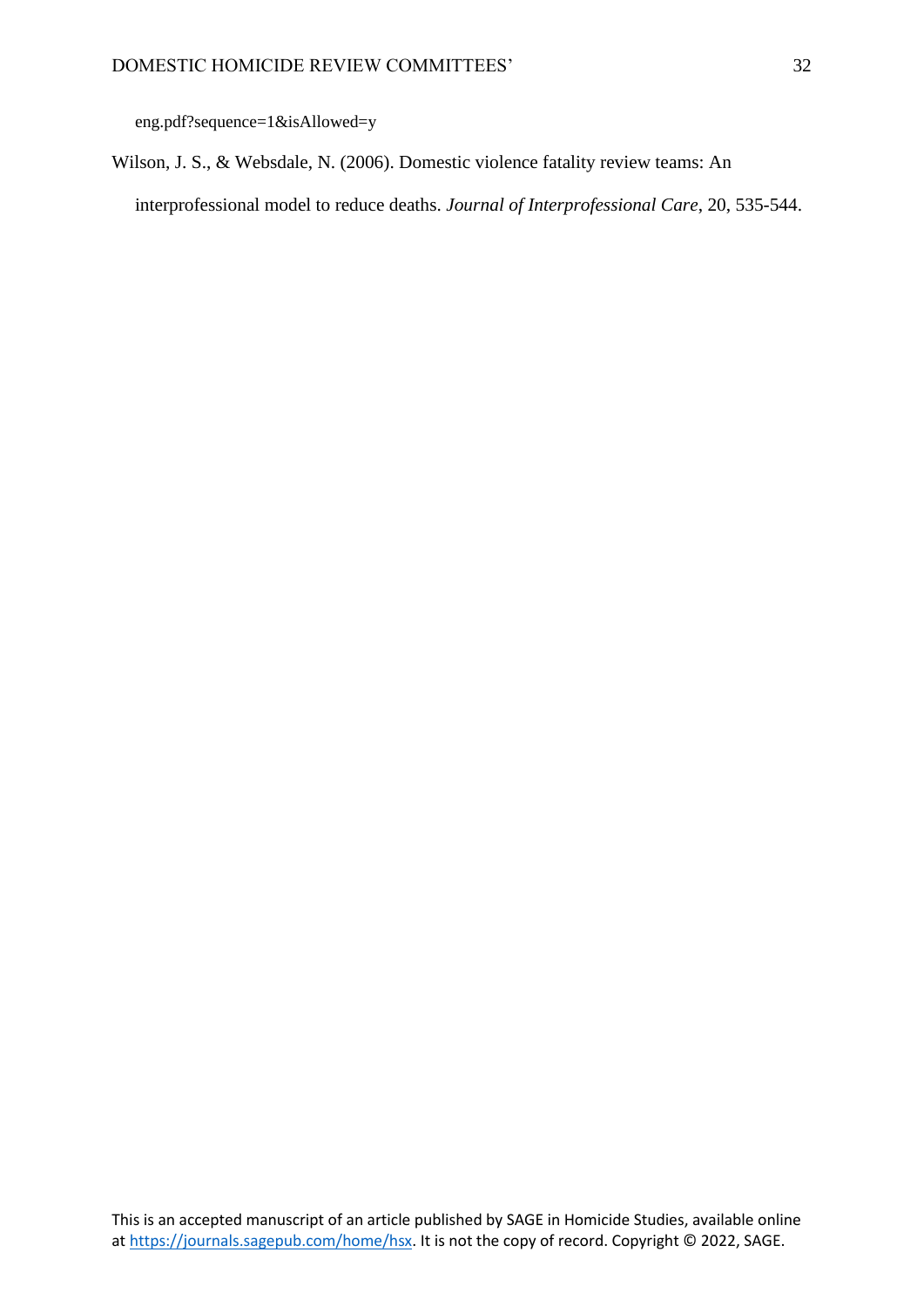eng.pdf?sequence=1&isAllowed=y

Wilson, J. S., & Websdale, N. (2006). Domestic violence fatality review teams: An interprofessional model to reduce deaths. *Journal of Interprofessional Care*, 20, 535-544.

This is an accepted manuscript of an article published by SAGE in Homicide Studies, available online at https://journals.sagepub.com/home/hsx. It is not the copy of record. Copyright © 2022, SAGE.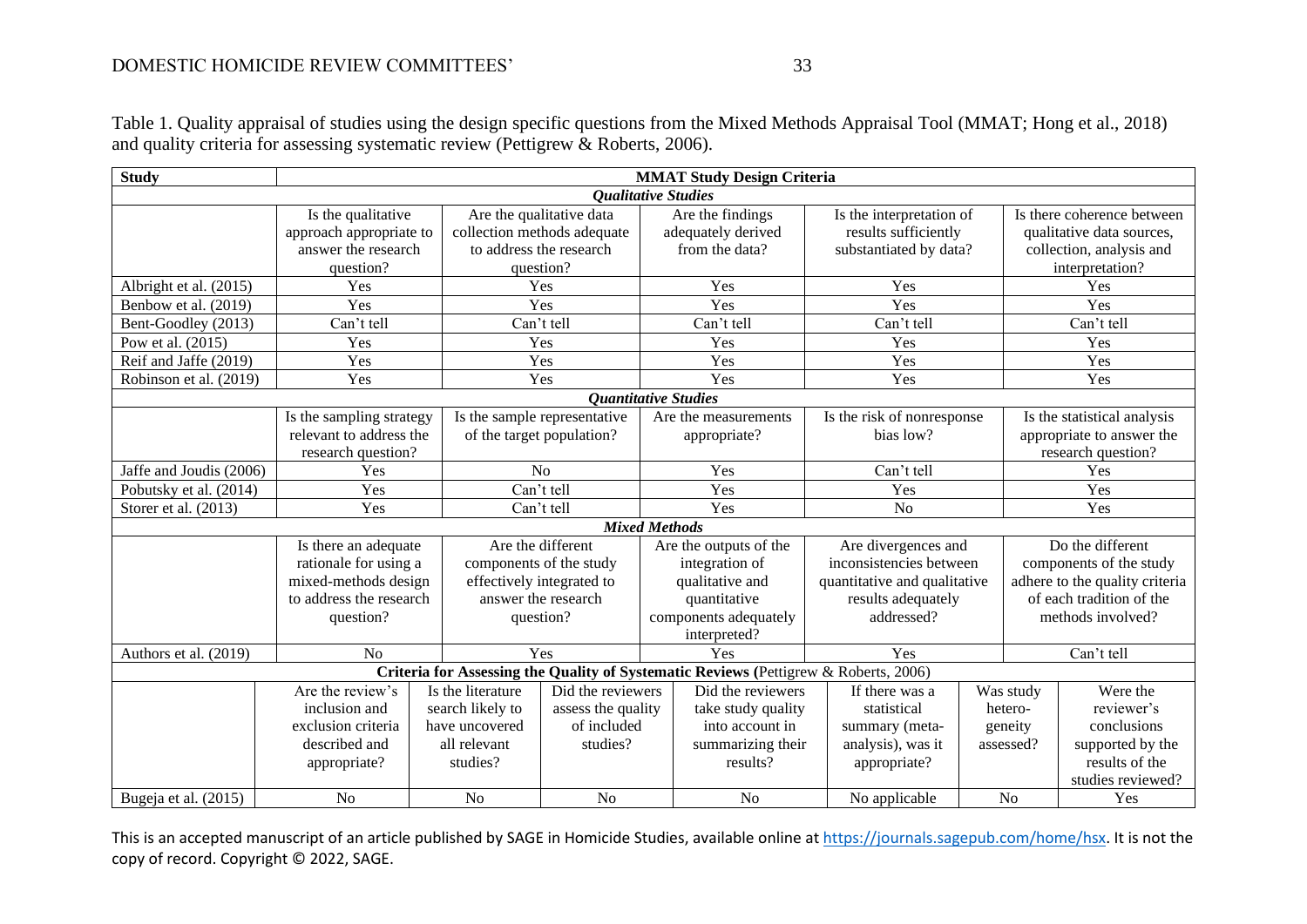Table 1. Quality appraisal of studies using the design specific questions from the Mixed Methods Appraisal Tool (MMAT; Hong et al., 2018) and quality criteria for assessing systematic review (Pettigrew & Roberts, 2006).

| Study | MMAT Study Design Criteria | | | | | | |
|---|---|---|---|---|---|---|---|
| ***Qualitative Studies*** | | | | | | | |
| | Is the qualitative approach appropriate to answer the research question? | Are the qualitative data collection methods adequate to address the research question? | | Are the findings adequately derived from the data? | Is the interpretation of results sufficiently substantiated by data? | Is there coherence between qualitative data sources, collection, analysis and interpretation? | |
| Albright et al. (2015) | Yes | Yes | | Yes | Yes | Yes | |
| Benbow et al. (2019) | Yes | Yes | | Yes | Yes | Yes | |
| Bent-Goodley (2013) | Can't tell | Can't tell | | Can't tell | Can't tell | Can't tell | |
| Pow et al. (2015) | Yes | Yes | | Yes | Yes | Yes | |
| Reif and Jaffe (2019) | Yes | Yes | | Yes | Yes | Yes | |
| Robinson et al. (2019) | Yes | Yes | | Yes | Yes | Yes | |
| ***Quantitative Studies*** | | | | | | | |
| | Is the sampling strategy relevant to address the research question? | Is the sample representative of the target population? | | Are the measurements appropriate? | Is the risk of nonresponse bias low? | Is the statistical analysis appropriate to answer the research question? | |
| Jaffe and Joudis (2006) | Yes | No | | Yes | Can't tell | Yes | |
| Pobutsky et al. (2014) | Yes | Can't tell | | Yes | Yes | Yes | |
| Storer et al. (2013) | Yes | Can't tell | | Yes | No | Yes | |
| ***Mixed Methods*** | | | | | | | |
| | Is there an adequate rationale for using a mixed-methods design to address the research question? | Are the different components of the study effectively integrated to answer the research question? | | Are the outputs of the integration of qualitative and quantitative components adequately interpreted? | Are divergences and inconsistencies between quantitative and qualitative results adequately addressed? | Do the different components of the study adhere to the quality criteria of each tradition of the methods involved? | |
| Authors et al. (2019) | No | Yes | | Yes | Yes | Can't tell | |
| **Criteria for Assessing the Quality of Systematic Reviews (Pettigrew & Roberts, 2006)** | | | | | | | |
| | Are the review's inclusion and exclusion criteria described and appropriate? | Is the literature search likely to have uncovered all relevant studies? | Did the reviewers assess the quality of included studies? | Did the reviewers take study quality into account in summarizing their results? | If there was a statistical summary (meta-analysis), was it appropriate? | Was study hetero-geneity assessed? | Were the reviewer's conclusions supported by the results of the studies reviewed? |
| Bugeja et al. (2015) | No | No | No | No | No applicable | No | Yes |

This is an accepted manuscript of an article published by SAGE in Homicide Studies, available online at https://journals.sagepub.com/home/hsx. It is not the copy of record. Copyright © 2022, SAGE.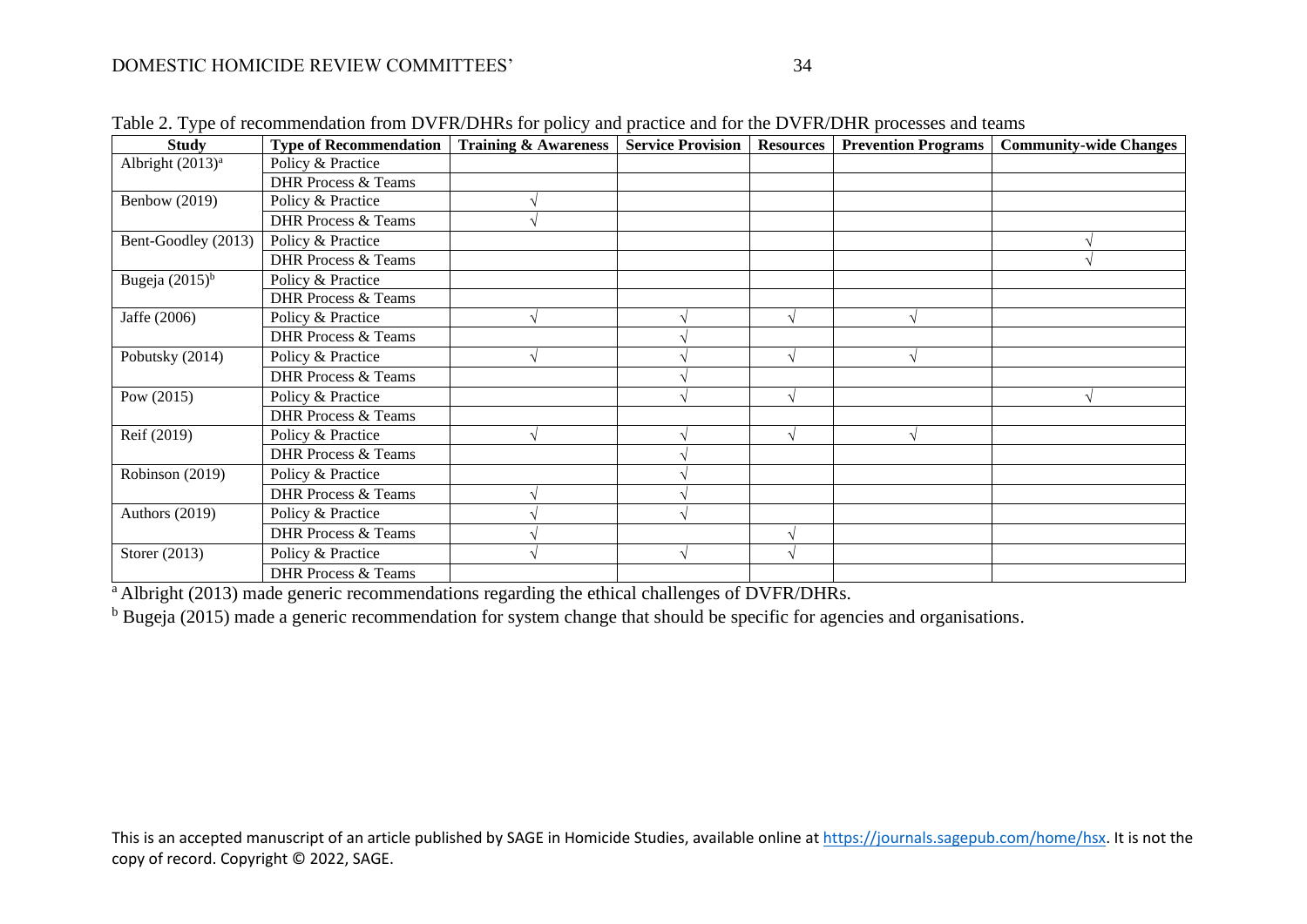Table 2. Type of recommendation from DVFR/DHRs for policy and practice and for the DVFR/DHR processes and teams

| Study | Type of Recommendation | Training & Awareness | Service Provision | Resources | Prevention Programs | Community-wide Changes |
|---|---|---|---|---|---|---|
| Albright (2013)[a] | Policy & Practice | | | | | |
| | DHR Process & Teams | | | | | |
| Benbow (2019) | Policy & Practice | √ | | | | |
| | DHR Process & Teams | √ | | | | |
| Bent-Goodley (2013) | Policy & Practice | | | | | √ |
| | DHR Process & Teams | | | | | √ |
| Bugeja (2015)[b] | Policy & Practice | | | | | |
| | DHR Process & Teams | | | | | |
| Jaffe (2006) | Policy & Practice | √ | √ | √ | √ | |
| | DHR Process & Teams | | √ | | | |
| Pobutsky (2014) | Policy & Practice | √ | √ | √ | √ | |
| | DHR Process & Teams | | √ | | | |
| Pow (2015) | Policy & Practice | | √ | √ | | √ |
| | DHR Process & Teams | | | | | |
| Reif (2019) | Policy & Practice | √ | √ | √ | √ | |
| | DHR Process & Teams | | √ | | | |
| Robinson (2019) | Policy & Practice | | √ | | | |
| | DHR Process & Teams | √ | √ | | | |
| Authors (2019) | Policy & Practice | √ | √ | | | |
| | DHR Process & Teams | √ | | √ | | |
| Storer (2013) | Policy & Practice | √ | √ | √ | | |
| | DHR Process & Teams | | | | | |

[a] Albright (2013) made generic recommendations regarding the ethical challenges of DVFR/DHRs.

[b] Bugeja (2015) made a generic recommendation for system change that should be specific for agencies and organisations.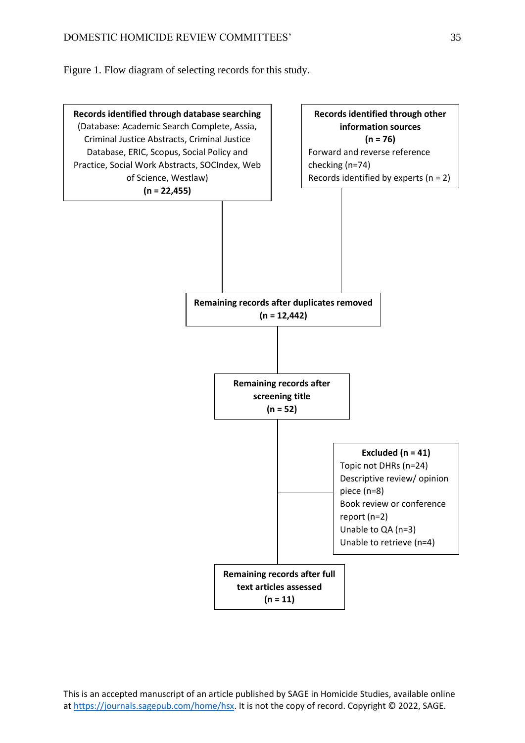Figure 1. Flow diagram of selecting records for this study.

**Records identified through database searching**
(Database: Academic Search Complete, Assia, Criminal Justice Abstracts, Criminal Justice Database, ERIC, Scopus, Social Policy and Practice, Social Work Abstracts, SOCIndex, Web of Science, Westlaw)
**(n = 22,455)**

**Records identified through other information sources**
**(n = 76)**
Forward and reverse reference checking (n=74)
Records identified by experts (n = 2)

**Remaining records after duplicates removed**
**(n = 12,442)**

**Remaining records after screening title**
**(n = 52)**

**Excluded (n = 41)**
Topic not DHRs (n=24)
Descriptive review/ opinion piece (n=8)
Book review or conference report (n=2)
Unable to QA (n=3)
Unable to retrieve (n=4)

**Remaining records after full text articles assessed**
**(n = 11)**

This is an accepted manuscript of an article published by SAGE in Homicide Studies, available online at https://journals.sagepub.com/home/hsx. It is not the copy of record. Copyright © 2022, SAGE.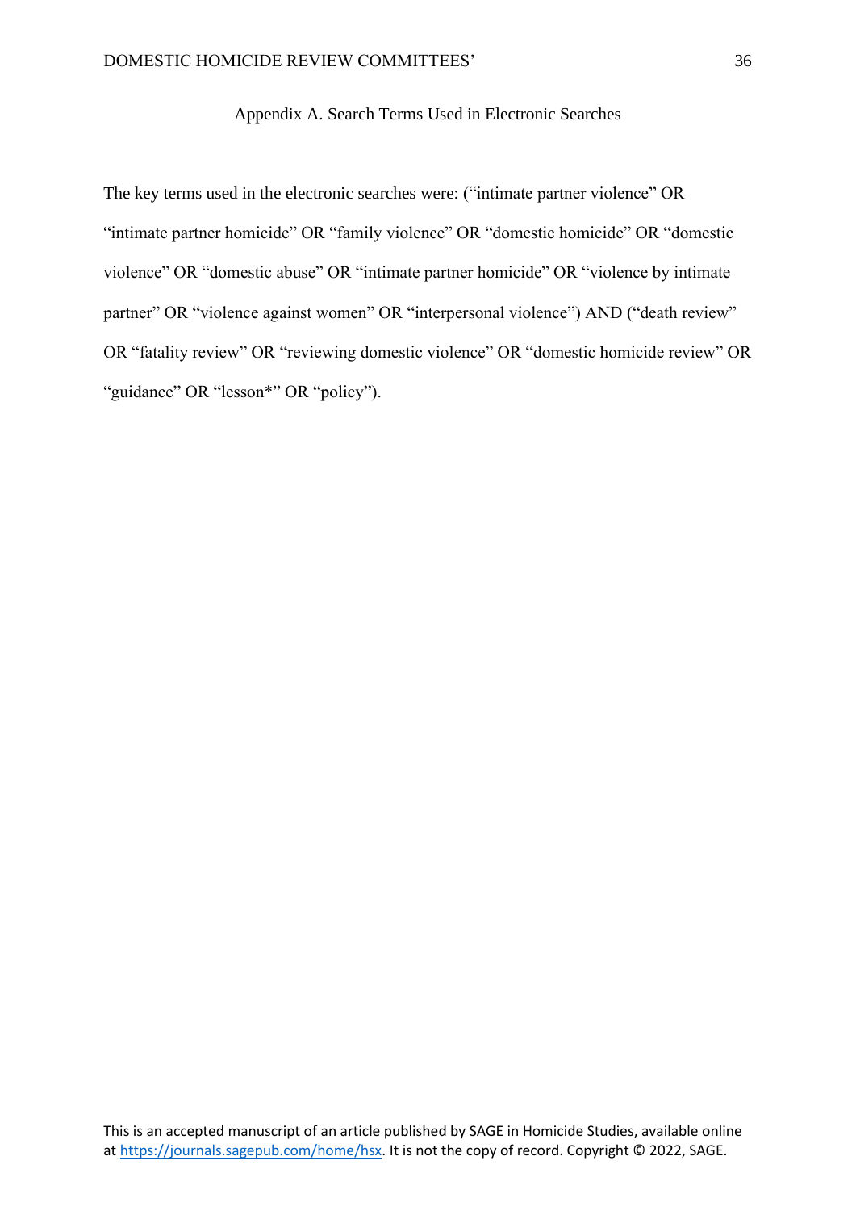## Appendix A. Search Terms Used in Electronic Searches

The key terms used in the electronic searches were: ("intimate partner violence" OR "intimate partner homicide" OR "family violence" OR "domestic homicide" OR "domestic violence" OR "domestic abuse" OR "intimate partner homicide" OR "violence by intimate partner" OR "violence against women" OR "interpersonal violence") AND ("death review" OR "fatality review" OR "reviewing domestic violence" OR "domestic homicide review" OR "guidance" OR "lesson*" OR "policy").

This is an accepted manuscript of an article published by SAGE in Homicide Studies, available online at https://journals.sagepub.com/home/hsx. It is not the copy of record. Copyright © 2022, SAGE.